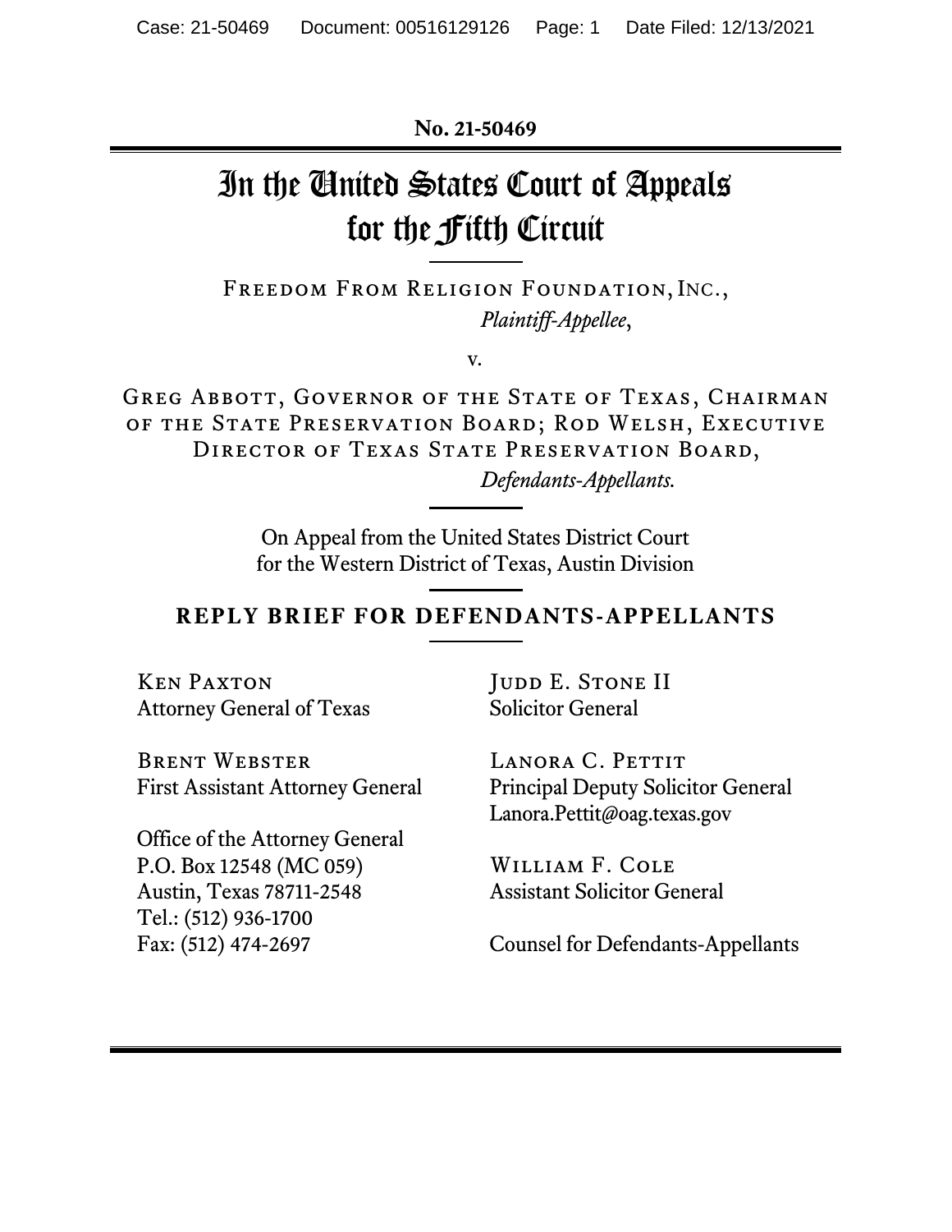**No. 21-50469**

# In the United States Court of Appeals for the Fifth Circuit

FREEDOM FROM RELIGION FOUNDATION, INC.,
*Plaintiff-Appellee*,

v.

GREG ABBOTT, GOVERNOR OF THE STATE OF TEXAS, CHAIRMAN OF THE STATE PRESERVATION BOARD; ROD WELSH, EXECUTIVE DIRECTOR OF TEXAS STATE PRESERVATION BOARD,
*Defendants-Appellants.*

On Appeal from the United States District Court
for the Western District of Texas, Austin Division

## REPLY BRIEF FOR DEFENDANTS-APPELLANTS

KEN PAXTON
Attorney General of Texas

BRENT WEBSTER
First Assistant Attorney General

Office of the Attorney General
P.O. Box 12548 (MC 059)
Austin, Texas 78711-2548
Tel.: (512) 936-1700
Fax: (512) 474-2697

JUDD E. STONE II
Solicitor General

LANORA C. PETTIT
Principal Deputy Solicitor General
Lanora.Pettit@oag.texas.gov

WILLIAM F. COLE
Assistant Solicitor General

Counsel for Defendants-Appellants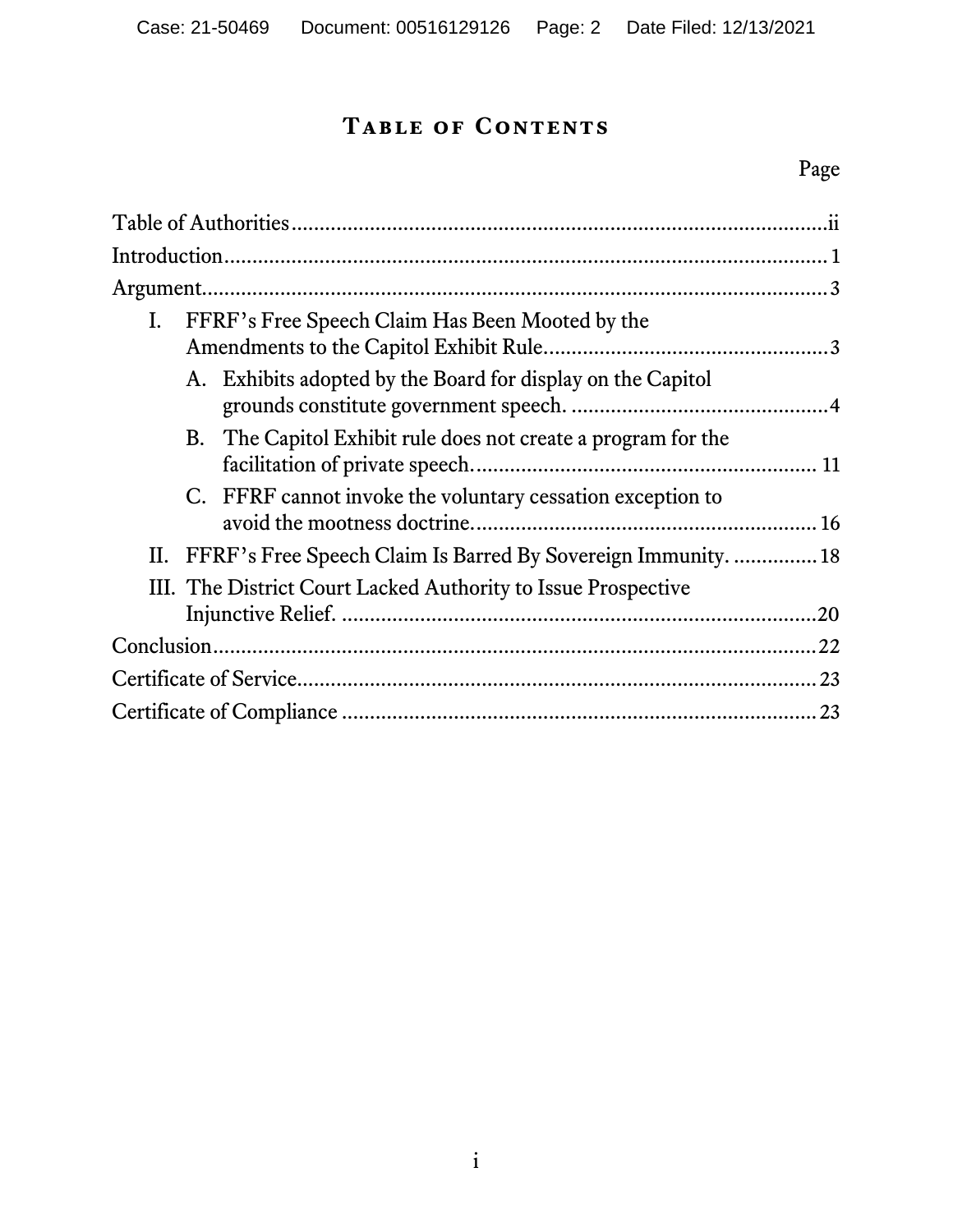# Table of Contents

| | Page |
|---|---|
| Table of Authorities | ii |
| Introduction | 1 |
| Argument | 3 |
| I. FFRF's Free Speech Claim Has Been Mooted by the Amendments to the Capitol Exhibit Rule. | 3 |
| A. Exhibits adopted by the Board for display on the Capitol grounds constitute government speech. | 4 |
| B. The Capitol Exhibit rule does not create a program for the facilitation of private speech. | 11 |
| C. FFRF cannot invoke the voluntary cessation exception to avoid the mootness doctrine. | 16 |
| II. FFRF's Free Speech Claim Is Barred By Sovereign Immunity. | 18 |
| III. The District Court Lacked Authority to Issue Prospective Injunctive Relief. | 20 |
| Conclusion | 22 |
| Certificate of Service | 23 |
| Certificate of Compliance | 23 |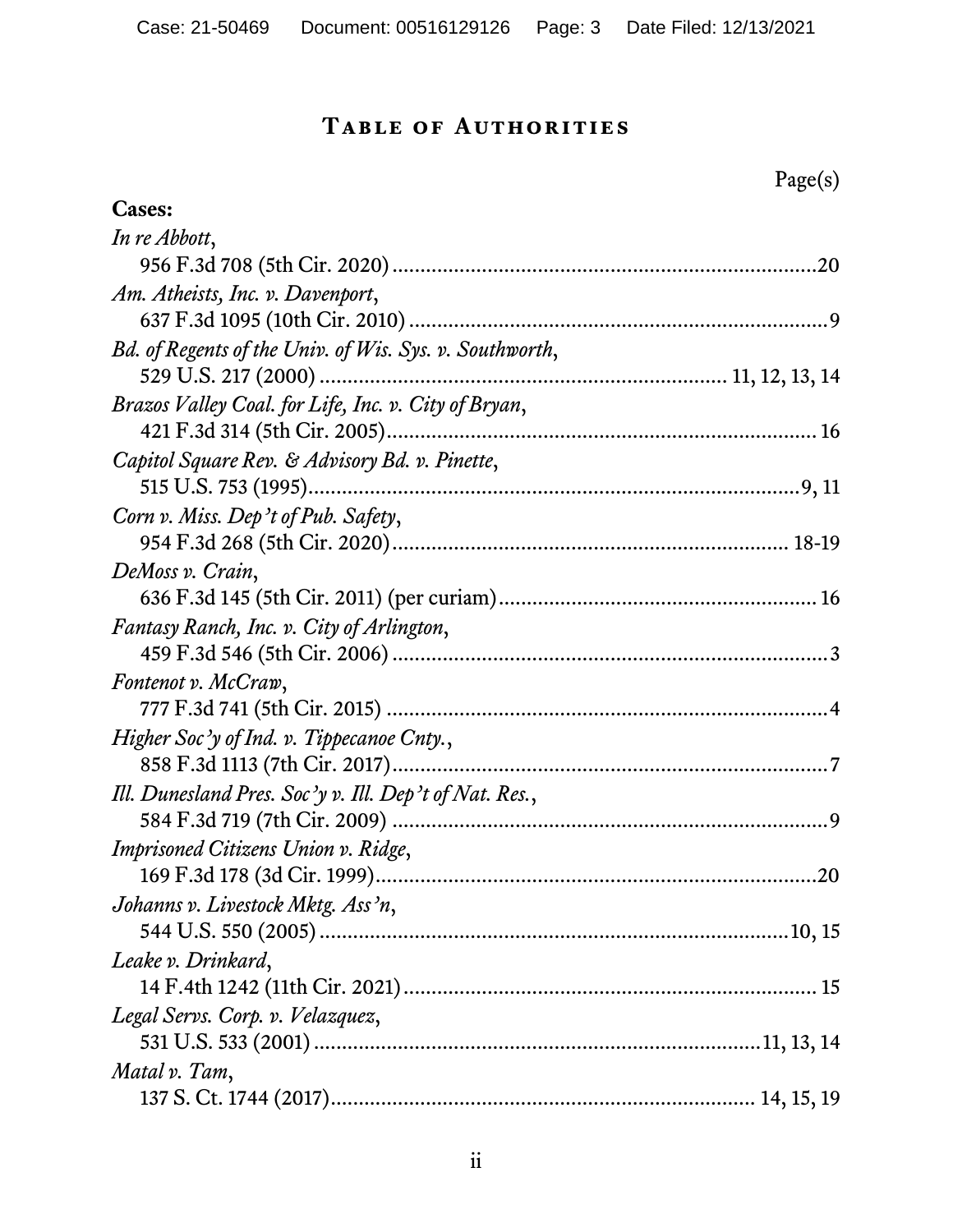# Table of Authorities

Page(s)

**Cases:**

*In re Abbott*,
956 F.3d 708 (5th Cir. 2020) .......... 20

*Am. Atheists, Inc. v. Davenport*,
637 F.3d 1095 (10th Cir. 2010) .......... 9

*Bd. of Regents of the Univ. of Wis. Sys. v. Southworth*,
529 U.S. 217 (2000) .......... 11, 12, 13, 14

*Brazos Valley Coal. for Life, Inc. v. City of Bryan*,
421 F.3d 314 (5th Cir. 2005) .......... 16

*Capitol Square Rev. & Advisory Bd. v. Pinette*,
515 U.S. 753 (1995) .......... 9, 11

*Corn v. Miss. Dep't of Pub. Safety*,
954 F.3d 268 (5th Cir. 2020) .......... 18-19

*DeMoss v. Crain*,
636 F.3d 145 (5th Cir. 2011) (per curiam) .......... 16

*Fantasy Ranch, Inc. v. City of Arlington*,
459 F.3d 546 (5th Cir. 2006) .......... 3

*Fontenot v. McCraw*,
777 F.3d 741 (5th Cir. 2015) .......... 4

*Higher Soc'y of Ind. v. Tippecanoe Cnty.*,
858 F.3d 1113 (7th Cir. 2017) .......... 7

*Ill. Dunesland Pres. Soc'y v. Ill. Dep't of Nat. Res.*,
584 F.3d 719 (7th Cir. 2009) .......... 9

*Imprisoned Citizens Union v. Ridge*,
169 F.3d 178 (3d Cir. 1999) .......... 20

*Johanns v. Livestock Mktg. Ass'n*,
544 U.S. 550 (2005) .......... 10, 15

*Leake v. Drinkard*,
14 F.4th 1242 (11th Cir. 2021) .......... 15

*Legal Servs. Corp. v. Velazquez*,
531 U.S. 533 (2001) .......... 11, 13, 14

*Matal v. Tam*,
137 S. Ct. 1744 (2017) .......... 14, 15, 19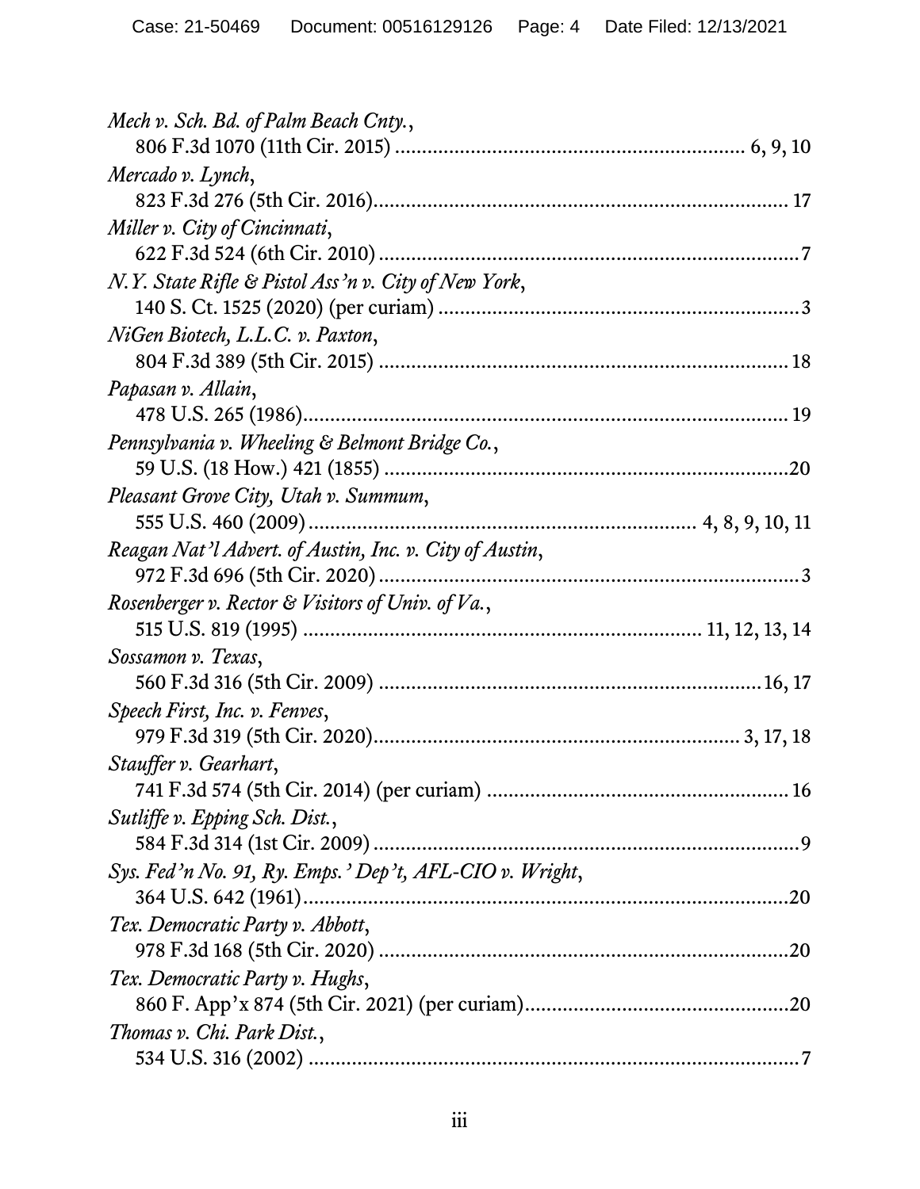*Mech v. Sch. Bd. of Palm Beach Cnty.*,
806 F.3d 1070 (11th Cir. 2015) ........................................................... 6, 9, 10

*Mercado v. Lynch*,
823 F.3d 276 (5th Cir. 2016).......................................................................... 17

*Miller v. City of Cincinnati*,
622 F.3d 524 (6th Cir. 2010) ............................................................................7

*N.Y. State Rifle & Pistol Ass'n v. City of New York*,
140 S. Ct. 1525 (2020) (per curiam) .................................................................3

*NiGen Biotech, L.L.C. v. Paxton*,
804 F.3d 389 (5th Cir. 2015) .......................................................................... 18

*Papasan v. Allain*,
478 U.S. 265 (1986)......................................................................................... 19

*Pennsylvania v. Wheeling & Belmont Bridge Co.*,
59 U.S. (18 How.) 421 (1855) .........................................................................20

*Pleasant Grove City, Utah v. Summum*,
555 U.S. 460 (2009) ..................................................................... 4, 8, 9, 10, 11

*Reagan Nat'l Advert. of Austin, Inc. v. City of Austin*,
972 F.3d 696 (5th Cir. 2020) ............................................................................3

*Rosenberger v. Rector & Visitors of Univ. of Va.*,
515 U.S. 819 (1995) ....................................................................... 11, 12, 13, 14

*Sossamon v. Texas*,
560 F.3d 316 (5th Cir. 2009) ...................................................................16, 17

*Speech First, Inc. v. Fenves*,
979 F.3d 319 (5th Cir. 2020)................................................................. 3, 17, 18

*Stauffer v. Gearhart*,
741 F.3d 574 (5th Cir. 2014) (per curiam) ..................................................... 16

*Sutliffe v. Epping Sch. Dist.*,
584 F.3d 314 (1st Cir. 2009) .............................................................................9

*Sys. Fed'n No. 91, Ry. Emps.' Dep't, AFL-CIO v. Wright*,
364 U.S. 642 (1961).........................................................................................20

*Tex. Democratic Party v. Abbott*,
978 F.3d 168 (5th Cir. 2020) ...........................................................................20

*Tex. Democratic Party v. Hughs*,
860 F. App'x 874 (5th Cir. 2021) (per curiam).................................................20

*Thomas v. Chi. Park Dist.*,
534 U.S. 316 (2002) ..........................................................................................7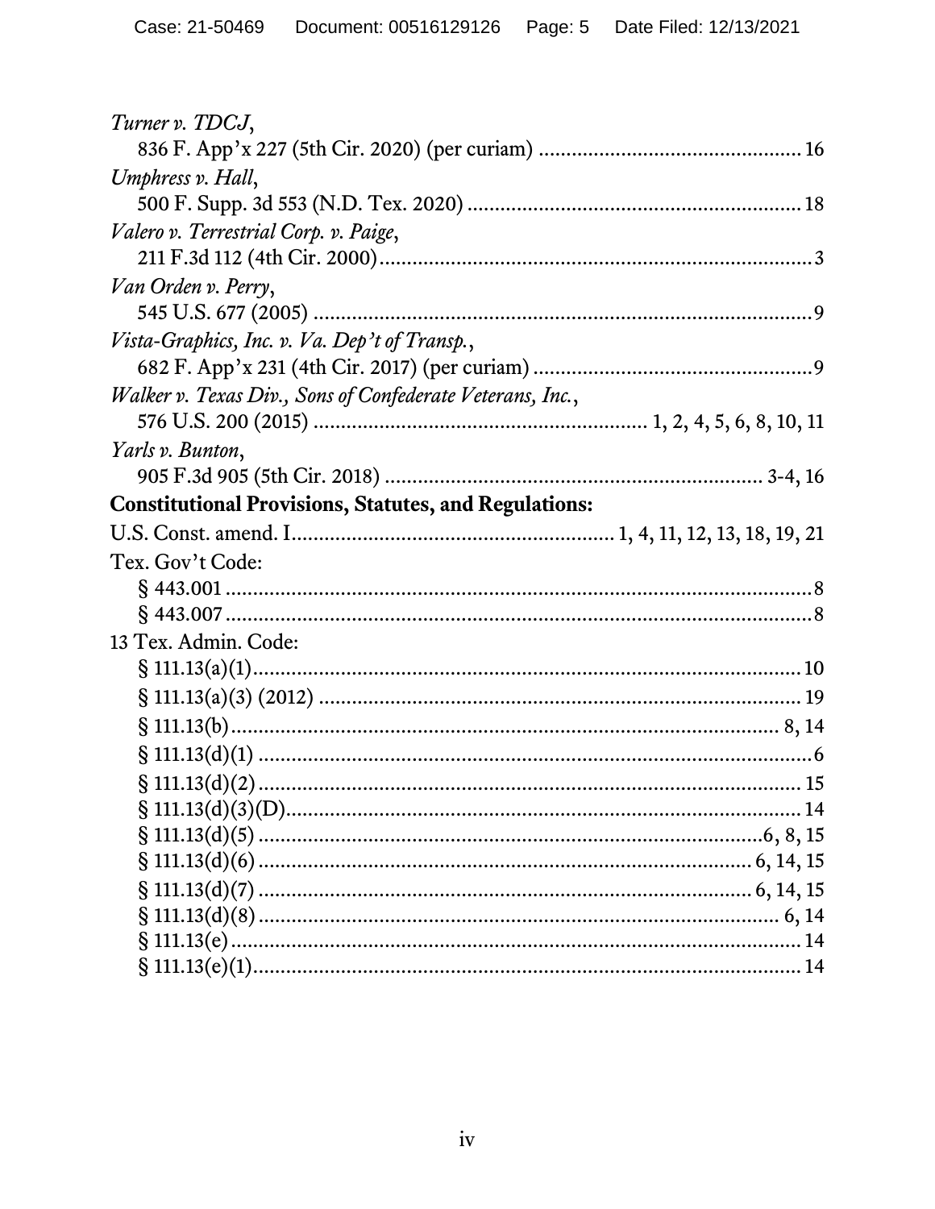*Turner v. TDCJ*,
836 F. App'x 227 (5th Cir. 2020) (per curiam) ............................................. 16

*Umphress v. Hall*,
500 F. Supp. 3d 553 (N.D. Tex. 2020) ............................................................ 18

*Valero v. Terrestrial Corp. v. Paige*,
211 F.3d 112 (4th Cir. 2000) ............................................................................... 3

*Van Orden v. Perry*,
545 U.S. 677 (2005) ............................................................................................ 9

*Vista-Graphics, Inc. v. Va. Dep't of Transp.*,
682 F. App'x 231 (4th Cir. 2017) (per curiam) ................................................... 9

*Walker v. Texas Div., Sons of Confederate Veterans, Inc.*,
576 U.S. 200 (2015) ............................................................ 1, 2, 4, 5, 6, 8, 10, 11

*Yarls v. Bunton*,
905 F.3d 905 (5th Cir. 2018) ....................................................................... 3-4, 16

**Constitutional Provisions, Statutes, and Regulations:**

U.S. Const. amend. I ............................................................ 1, 4, 11, 12, 13, 18, 19, 21

Tex. Gov't Code:
§ 443.001 ............................................................................................................ 8
§ 443.007 ............................................................................................................ 8

13 Tex. Admin. Code:
§ 111.13(a)(1) ..................................................................................................... 10
§ 111.13(a)(3) (2012) ......................................................................................... 19
§ 111.13(b) ...................................................................................................... 8, 14
§ 111.13(d)(1) ...................................................................................................... 6
§ 111.13(d)(2) ..................................................................................................... 15
§ 111.13(d)(3)(D) ................................................................................................ 14
§ 111.13(d)(5) ............................................................................................... 6, 8, 15
§ 111.13(d)(6) ............................................................................................. 6, 14, 15
§ 111.13(d)(7) ............................................................................................. 6, 14, 15
§ 111.13(d)(8) ................................................................................................... 6, 14
§ 111.13(e) .......................................................................................................... 14
§ 111.13(e)(1) ..................................................................................................... 14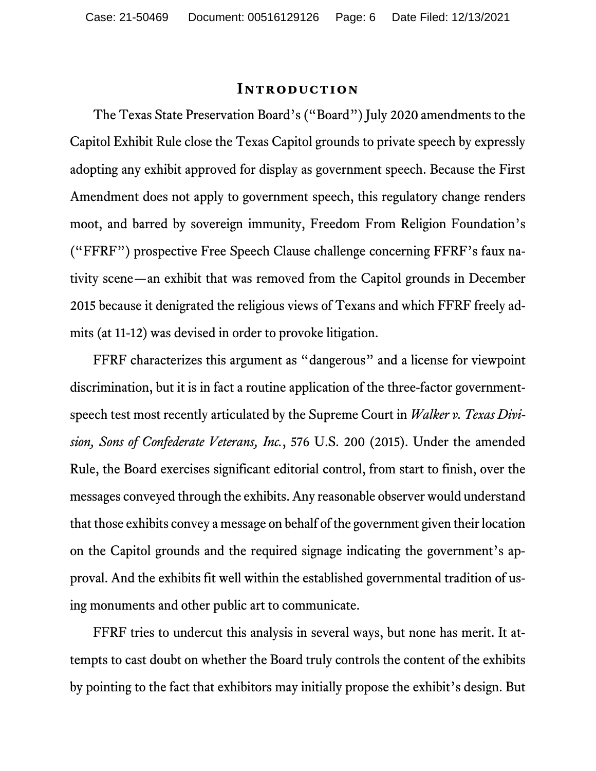# Introduction

The Texas State Preservation Board's ("Board") July 2020 amendments to the Capitol Exhibit Rule close the Texas Capitol grounds to private speech by expressly adopting any exhibit approved for display as government speech. Because the First Amendment does not apply to government speech, this regulatory change renders moot, and barred by sovereign immunity, Freedom From Religion Foundation's ("FFRF") prospective Free Speech Clause challenge concerning FFRF's faux nativity scene—an exhibit that was removed from the Capitol grounds in December 2015 because it denigrated the religious views of Texans and which FFRF freely admits (at 11-12) was devised in order to provoke litigation.

FFRF characterizes this argument as "dangerous" and a license for viewpoint discrimination, but it is in fact a routine application of the three-factor government-speech test most recently articulated by the Supreme Court in *Walker v. Texas Division, Sons of Confederate Veterans, Inc.*, 576 U.S. 200 (2015). Under the amended Rule, the Board exercises significant editorial control, from start to finish, over the messages conveyed through the exhibits. Any reasonable observer would understand that those exhibits convey a message on behalf of the government given their location on the Capitol grounds and the required signage indicating the government's approval. And the exhibits fit well within the established governmental tradition of using monuments and other public art to communicate.

FFRF tries to undercut this analysis in several ways, but none has merit. It attempts to cast doubt on whether the Board truly controls the content of the exhibits by pointing to the fact that exhibitors may initially propose the exhibit's design. But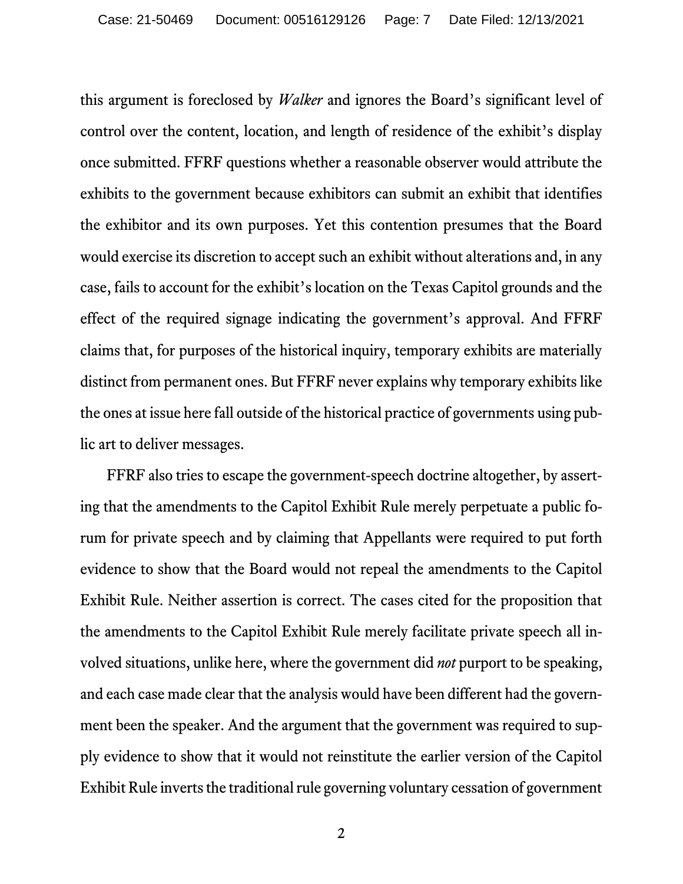this argument is foreclosed by *Walker* and ignores the Board's significant level of control over the content, location, and length of residence of the exhibit's display once submitted. FFRF questions whether a reasonable observer would attribute the exhibits to the government because exhibitors can submit an exhibit that identifies the exhibitor and its own purposes. Yet this contention presumes that the Board would exercise its discretion to accept such an exhibit without alterations and, in any case, fails to account for the exhibit's location on the Texas Capitol grounds and the effect of the required signage indicating the government's approval. And FFRF claims that, for purposes of the historical inquiry, temporary exhibits are materially distinct from permanent ones. But FFRF never explains why temporary exhibits like the ones at issue here fall outside of the historical practice of governments using public art to deliver messages.

FFRF also tries to escape the government-speech doctrine altogether, by asserting that the amendments to the Capitol Exhibit Rule merely perpetuate a public forum for private speech and by claiming that Appellants were required to put forth evidence to show that the Board would not repeal the amendments to the Capitol Exhibit Rule. Neither assertion is correct. The cases cited for the proposition that the amendments to the Capitol Exhibit Rule merely facilitate private speech all involved situations, unlike here, where the government did *not* purport to be speaking, and each case made clear that the analysis would have been different had the government been the speaker. And the argument that the government was required to supply evidence to show that it would not reinstitute the earlier version of the Capitol Exhibit Rule inverts the traditional rule governing voluntary cessation of government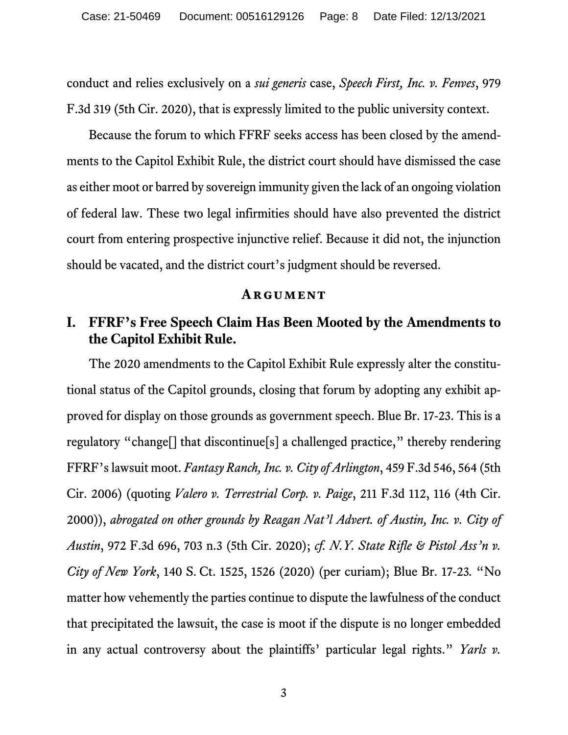conduct and relies exclusively on a *sui generis* case, *Speech First, Inc. v. Fenves*, 979 F.3d 319 (5th Cir. 2020), that is expressly limited to the public university context.

Because the forum to which FFRF seeks access has been closed by the amendments to the Capitol Exhibit Rule, the district court should have dismissed the case as either moot or barred by sovereign immunity given the lack of an ongoing violation of federal law. These two legal infirmities should have also prevented the district court from entering prospective injunctive relief. Because it did not, the injunction should be vacated, and the district court's judgment should be reversed.

## Argument

### I. FFRF's Free Speech Claim Has Been Mooted by the Amendments to the Capitol Exhibit Rule.

The 2020 amendments to the Capitol Exhibit Rule expressly alter the constitutional status of the Capitol grounds, closing that forum by adopting any exhibit approved for display on those grounds as government speech. Blue Br. 17-23. This is a regulatory "change[] that discontinue[s] a challenged practice," thereby rendering FFRF's lawsuit moot. *Fantasy Ranch, Inc. v. City of Arlington*, 459 F.3d 546, 564 (5th Cir. 2006) (quoting *Valero v. Terrestrial Corp. v. Paige*, 211 F.3d 112, 116 (4th Cir. 2000)), *abrogated on other grounds by Reagan Nat'l Advert. of Austin, Inc. v. City of Austin*, 972 F.3d 696, 703 n.3 (5th Cir. 2020); *cf. N.Y. State Rifle & Pistol Ass'n v. City of New York*, 140 S. Ct. 1525, 1526 (2020) (per curiam); Blue Br. 17-23. "No matter how vehemently the parties continue to dispute the lawfulness of the conduct that precipitated the lawsuit, the case is moot if the dispute is no longer embedded in any actual controversy about the plaintiffs' particular legal rights." *Yarls v.*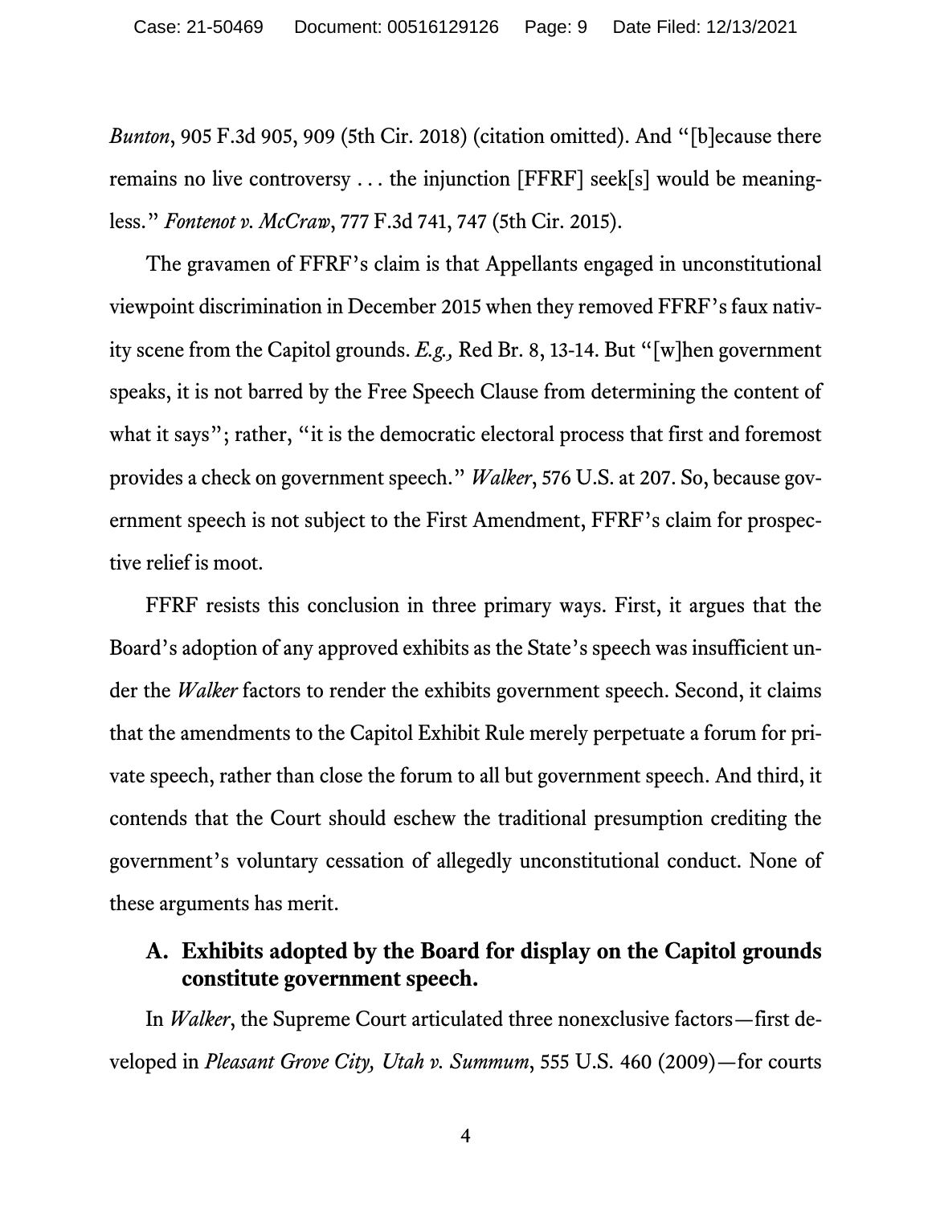*Bunton*, 905 F.3d 905, 909 (5th Cir. 2018) (citation omitted). And "[b]ecause there remains no live controversy . . . the injunction [FFRF] seek[s] would be meaningless." *Fontenot v. McCraw*, 777 F.3d 741, 747 (5th Cir. 2015).

The gravamen of FFRF's claim is that Appellants engaged in unconstitutional viewpoint discrimination in December 2015 when they removed FFRF's faux nativity scene from the Capitol grounds. *E.g.,* Red Br. 8, 13-14. But "[w]hen government speaks, it is not barred by the Free Speech Clause from determining the content of what it says"; rather, "it is the democratic electoral process that first and foremost provides a check on government speech." *Walker*, 576 U.S. at 207. So, because government speech is not subject to the First Amendment, FFRF's claim for prospective relief is moot.

FFRF resists this conclusion in three primary ways. First, it argues that the Board's adoption of any approved exhibits as the State's speech was insufficient under the *Walker* factors to render the exhibits government speech. Second, it claims that the amendments to the Capitol Exhibit Rule merely perpetuate a forum for private speech, rather than close the forum to all but government speech. And third, it contends that the Court should eschew the traditional presumption crediting the government's voluntary cessation of allegedly unconstitutional conduct. None of these arguments has merit.

### A. Exhibits adopted by the Board for display on the Capitol grounds constitute government speech.

In *Walker*, the Supreme Court articulated three nonexclusive factors—first developed in *Pleasant Grove City, Utah v. Summum*, 555 U.S. 460 (2009)—for courts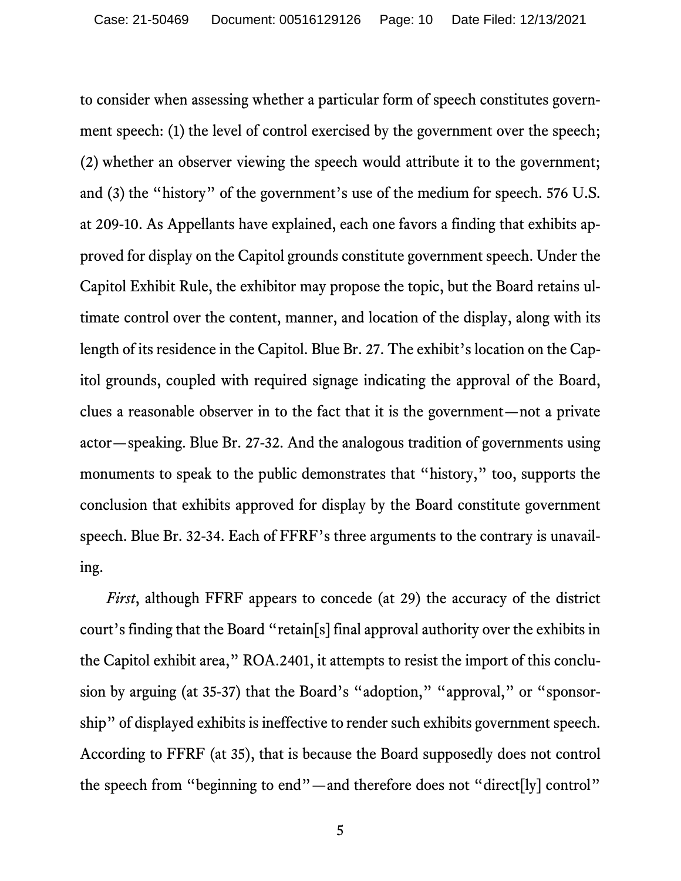to consider when assessing whether a particular form of speech constitutes government speech: (1) the level of control exercised by the government over the speech; (2) whether an observer viewing the speech would attribute it to the government; and (3) the "history" of the government's use of the medium for speech. 576 U.S. at 209-10. As Appellants have explained, each one favors a finding that exhibits approved for display on the Capitol grounds constitute government speech. Under the Capitol Exhibit Rule, the exhibitor may propose the topic, but the Board retains ultimate control over the content, manner, and location of the display, along with its length of its residence in the Capitol. Blue Br. 27. The exhibit's location on the Capitol grounds, coupled with required signage indicating the approval of the Board, clues a reasonable observer in to the fact that it is the government—not a private actor—speaking. Blue Br. 27-32. And the analogous tradition of governments using monuments to speak to the public demonstrates that "history," too, supports the conclusion that exhibits approved for display by the Board constitute government speech. Blue Br. 32-34. Each of FFRF's three arguments to the contrary is unavailing.

*First*, although FFRF appears to concede (at 29) the accuracy of the district court's finding that the Board "retain[s] final approval authority over the exhibits in the Capitol exhibit area," ROA.2401, it attempts to resist the import of this conclusion by arguing (at 35-37) that the Board's "adoption," "approval," or "sponsorship" of displayed exhibits is ineffective to render such exhibits government speech. According to FFRF (at 35), that is because the Board supposedly does not control the speech from "beginning to end"—and therefore does not "direct[ly] control"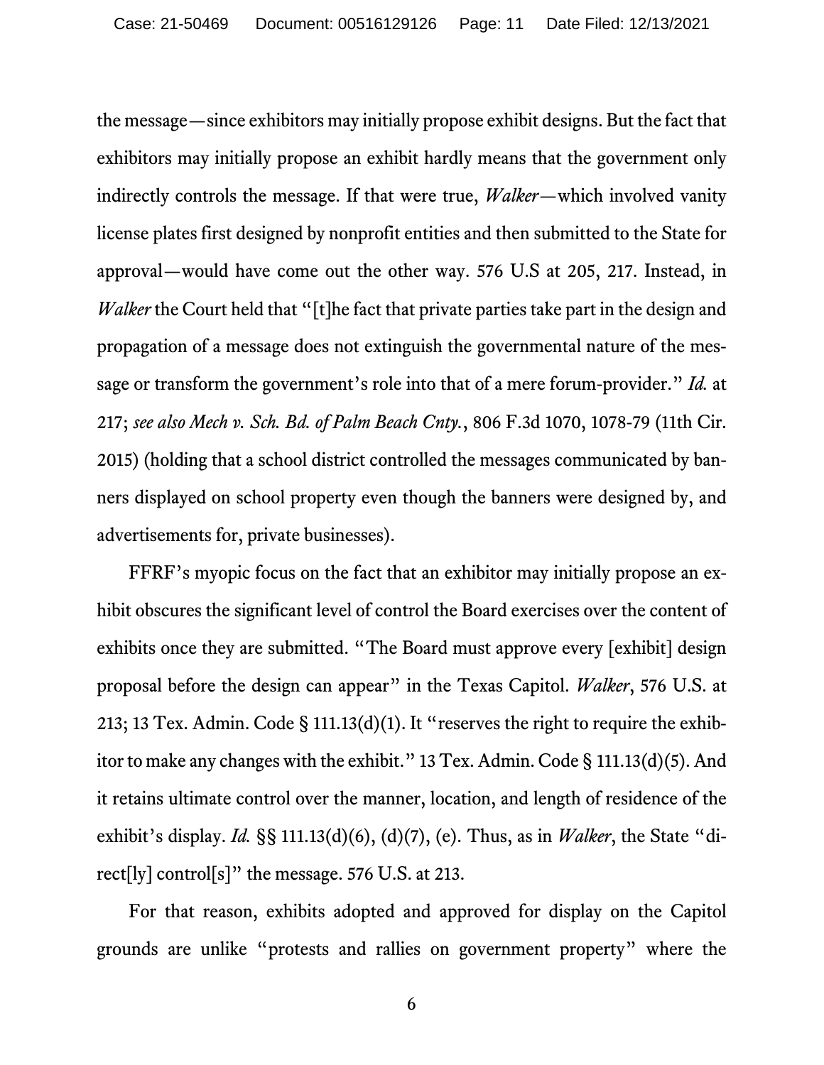the message—since exhibitors may initially propose exhibit designs. But the fact that exhibitors may initially propose an exhibit hardly means that the government only indirectly controls the message. If that were true, *Walker*—which involved vanity license plates first designed by nonprofit entities and then submitted to the State for approval—would have come out the other way. 576 U.S at 205, 217. Instead, in *Walker* the Court held that "[t]he fact that private parties take part in the design and propagation of a message does not extinguish the governmental nature of the message or transform the government's role into that of a mere forum-provider." *Id.* at 217; *see also Mech v. Sch. Bd. of Palm Beach Cnty.*, 806 F.3d 1070, 1078-79 (11th Cir. 2015) (holding that a school district controlled the messages communicated by banners displayed on school property even though the banners were designed by, and advertisements for, private businesses).

FFRF's myopic focus on the fact that an exhibitor may initially propose an exhibit obscures the significant level of control the Board exercises over the content of exhibits once they are submitted. "The Board must approve every [exhibit] design proposal before the design can appear" in the Texas Capitol. *Walker*, 576 U.S. at 213; 13 Tex. Admin. Code § 111.13(d)(1). It "reserves the right to require the exhibitor to make any changes with the exhibit." 13 Tex. Admin. Code § 111.13(d)(5). And it retains ultimate control over the manner, location, and length of residence of the exhibit's display. *Id.* §§ 111.13(d)(6), (d)(7), (e). Thus, as in *Walker*, the State "direct[ly] control[s]" the message. 576 U.S. at 213.

For that reason, exhibits adopted and approved for display on the Capitol grounds are unlike "protests and rallies on government property" where the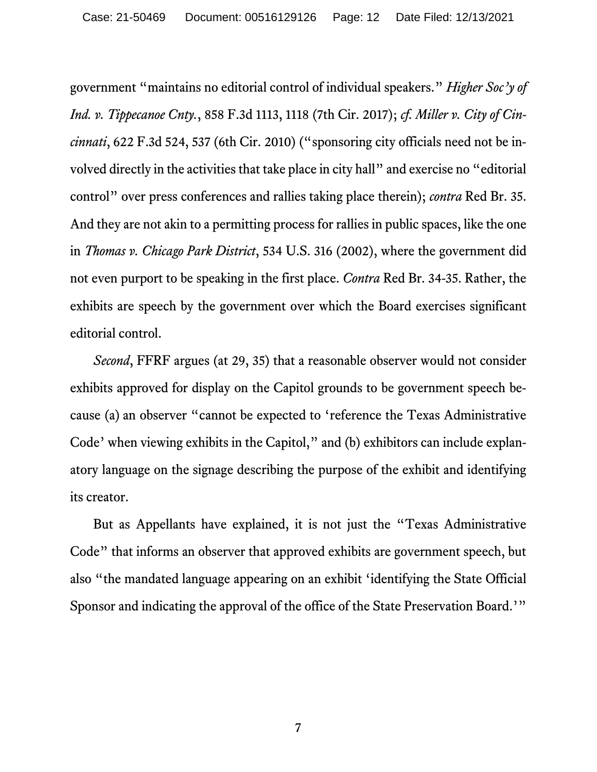government "maintains no editorial control of individual speakers." *Higher Soc'y of Ind. v. Tippecanoe Cnty.*, 858 F.3d 1113, 1118 (7th Cir. 2017); *cf. Miller v. City of Cincinnati*, 622 F.3d 524, 537 (6th Cir. 2010) ("sponsoring city officials need not be involved directly in the activities that take place in city hall" and exercise no "editorial control" over press conferences and rallies taking place therein); *contra* Red Br. 35. And they are not akin to a permitting process for rallies in public spaces, like the one in *Thomas v. Chicago Park District*, 534 U.S. 316 (2002), where the government did not even purport to be speaking in the first place. *Contra* Red Br. 34-35. Rather, the exhibits are speech by the government over which the Board exercises significant editorial control.

*Second*, FFRF argues (at 29, 35) that a reasonable observer would not consider exhibits approved for display on the Capitol grounds to be government speech because (a) an observer "cannot be expected to 'reference the Texas Administrative Code' when viewing exhibits in the Capitol," and (b) exhibitors can include explanatory language on the signage describing the purpose of the exhibit and identifying its creator.

But as Appellants have explained, it is not just the "Texas Administrative Code" that informs an observer that approved exhibits are government speech, but also "the mandated language appearing on an exhibit 'identifying the State Official Sponsor and indicating the approval of the office of the State Preservation Board.'"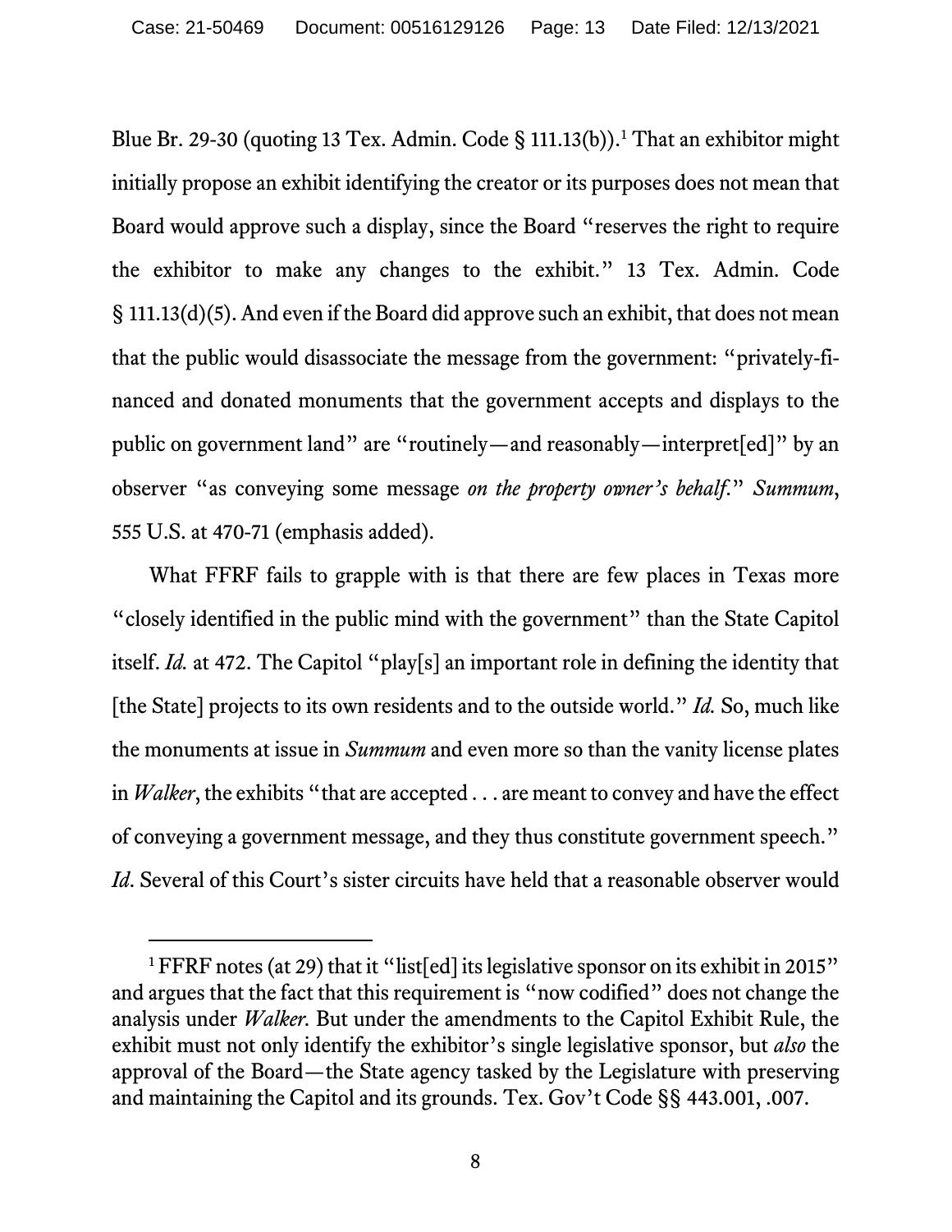Blue Br. 29-30 (quoting 13 Tex. Admin. Code § 111.13(b)).[1] That an exhibitor might initially propose an exhibit identifying the creator or its purposes does not mean that Board would approve such a display, since the Board "reserves the right to require the exhibitor to make any changes to the exhibit." 13 Tex. Admin. Code § 111.13(d)(5). And even if the Board did approve such an exhibit, that does not mean that the public would disassociate the message from the government: "privately-financed and donated monuments that the government accepts and displays to the public on government land" are "routinely—and reasonably—interpret[ed]" by an observer "as conveying some message *on the property owner's behalf*." *Summum*, 555 U.S. at 470-71 (emphasis added).

What FFRF fails to grapple with is that there are few places in Texas more "closely identified in the public mind with the government" than the State Capitol itself. *Id.* at 472. The Capitol "play[s] an important role in defining the identity that [the State] projects to its own residents and to the outside world." *Id.* So, much like the monuments at issue in *Summum* and even more so than the vanity license plates in *Walker*, the exhibits "that are accepted . . . are meant to convey and have the effect of conveying a government message, and they thus constitute government speech." *Id*. Several of this Court's sister circuits have held that a reasonable observer would

---

[1] FFRF notes (at 29) that it "list[ed] its legislative sponsor on its exhibit in 2015" and argues that the fact that this requirement is "now codified" does not change the analysis under *Walker.* But under the amendments to the Capitol Exhibit Rule, the exhibit must not only identify the exhibitor's single legislative sponsor, but *also* the approval of the Board—the State agency tasked by the Legislature with preserving and maintaining the Capitol and its grounds. Tex. Gov't Code §§ 443.001, .007.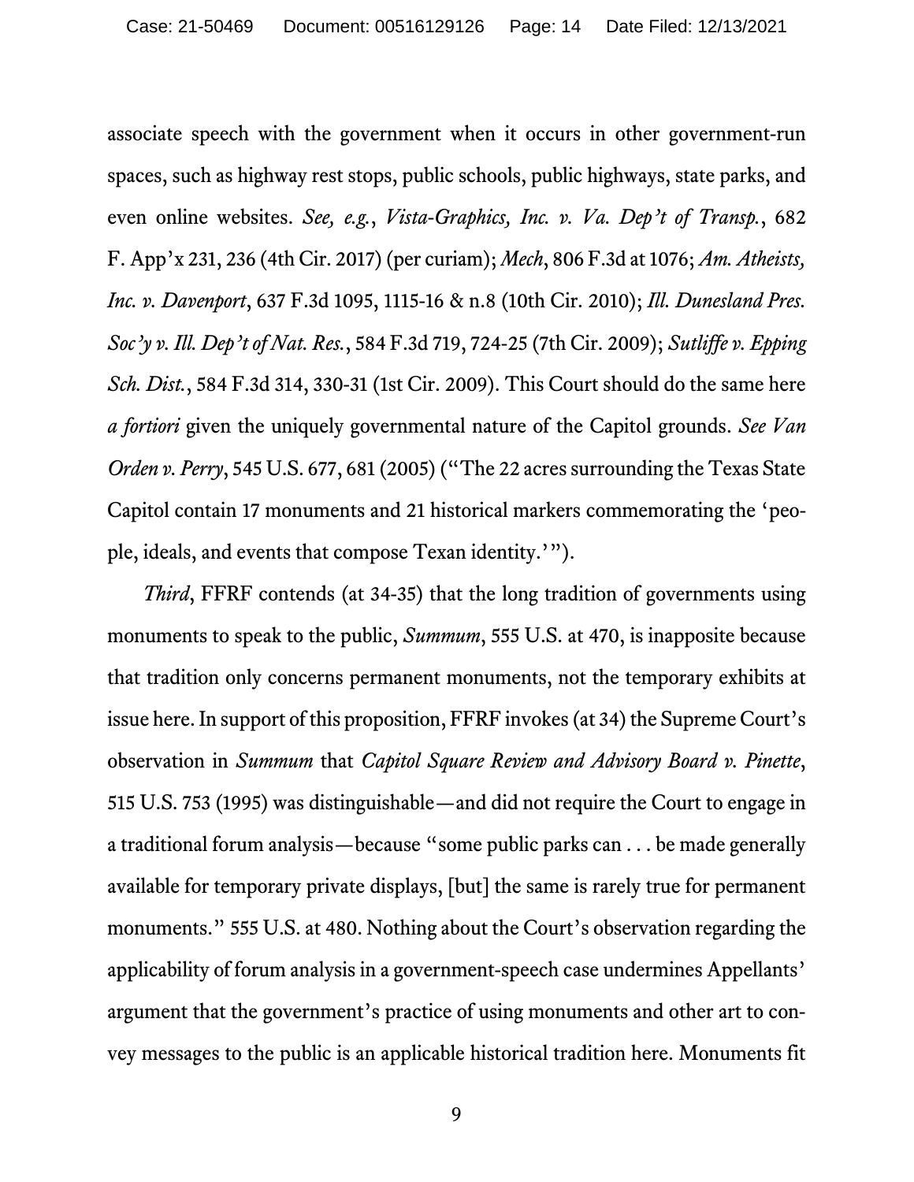associate speech with the government when it occurs in other government-run spaces, such as highway rest stops, public schools, public highways, state parks, and even online websites. *See, e.g.*, *Vista-Graphics, Inc. v. Va. Dep't of Transp.*, 682 F. App'x 231, 236 (4th Cir. 2017) (per curiam); *Mech*, 806 F.3d at 1076; *Am. Atheists, Inc. v. Davenport*, 637 F.3d 1095, 1115-16 & n.8 (10th Cir. 2010); *Ill. Dunesland Pres. Soc'y v. Ill. Dep't of Nat. Res.*, 584 F.3d 719, 724-25 (7th Cir. 2009); *Sutliffe v. Epping Sch. Dist.*, 584 F.3d 314, 330-31 (1st Cir. 2009). This Court should do the same here *a fortiori* given the uniquely governmental nature of the Capitol grounds. *See Van Orden v. Perry*, 545 U.S. 677, 681 (2005) ("The 22 acres surrounding the Texas State Capitol contain 17 monuments and 21 historical markers commemorating the 'people, ideals, and events that compose Texan identity.'").

*Third*, FFRF contends (at 34-35) that the long tradition of governments using monuments to speak to the public, *Summum*, 555 U.S. at 470, is inapposite because that tradition only concerns permanent monuments, not the temporary exhibits at issue here. In support of this proposition, FFRF invokes (at 34) the Supreme Court's observation in *Summum* that *Capitol Square Review and Advisory Board v. Pinette*, 515 U.S. 753 (1995) was distinguishable—and did not require the Court to engage in a traditional forum analysis—because "some public parks can . . . be made generally available for temporary private displays, [but] the same is rarely true for permanent monuments." 555 U.S. at 480. Nothing about the Court's observation regarding the applicability of forum analysis in a government-speech case undermines Appellants' argument that the government's practice of using monuments and other art to convey messages to the public is an applicable historical tradition here. Monuments fit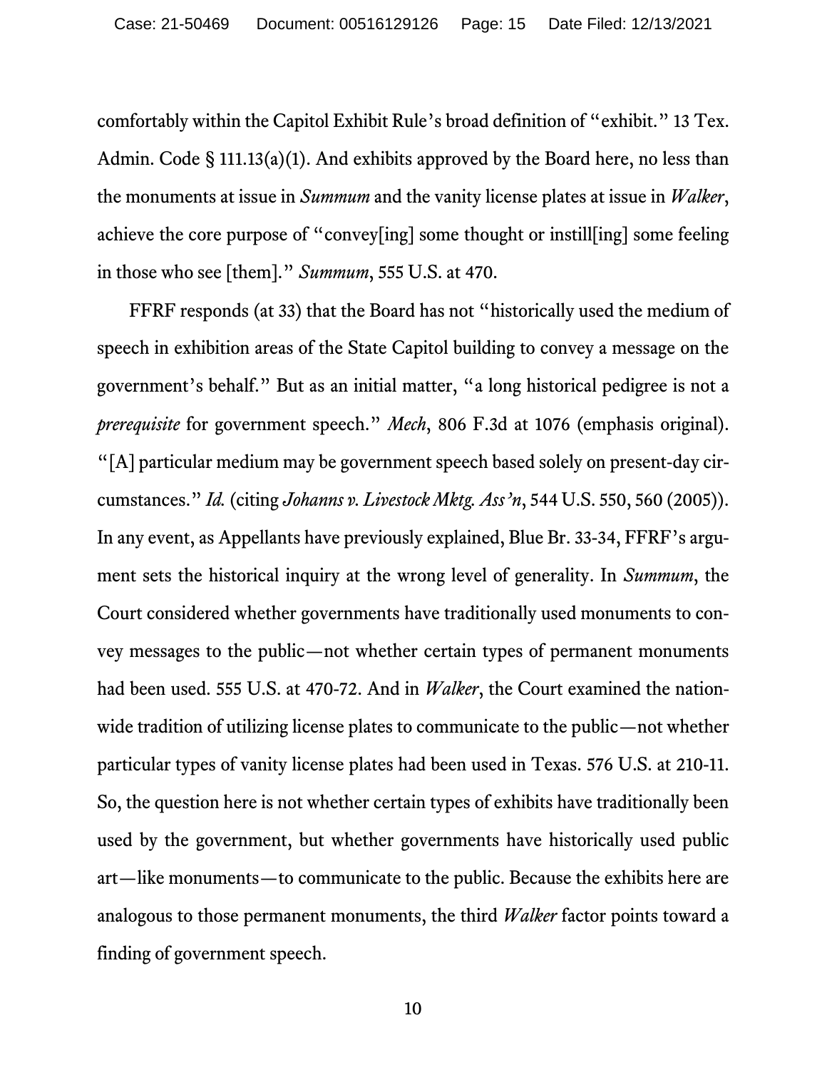comfortably within the Capitol Exhibit Rule's broad definition of "exhibit." 13 Tex. Admin. Code § 111.13(a)(1). And exhibits approved by the Board here, no less than the monuments at issue in *Summum* and the vanity license plates at issue in *Walker*, achieve the core purpose of "convey[ing] some thought or instill[ing] some feeling in those who see [them]." *Summum*, 555 U.S. at 470.

FFRF responds (at 33) that the Board has not "historically used the medium of speech in exhibition areas of the State Capitol building to convey a message on the government's behalf." But as an initial matter, "a long historical pedigree is not a *prerequisite* for government speech." *Mech*, 806 F.3d at 1076 (emphasis original). "[A] particular medium may be government speech based solely on present-day circumstances." *Id.* (citing *Johanns v. Livestock Mktg. Ass'n*, 544 U.S. 550, 560 (2005)). In any event, as Appellants have previously explained, Blue Br. 33-34, FFRF's argument sets the historical inquiry at the wrong level of generality. In *Summum*, the Court considered whether governments have traditionally used monuments to convey messages to the public—not whether certain types of permanent monuments had been used. 555 U.S. at 470-72. And in *Walker*, the Court examined the nationwide tradition of utilizing license plates to communicate to the public—not whether particular types of vanity license plates had been used in Texas. 576 U.S. at 210-11. So, the question here is not whether certain types of exhibits have traditionally been used by the government, but whether governments have historically used public art—like monuments—to communicate to the public. Because the exhibits here are analogous to those permanent monuments, the third *Walker* factor points toward a finding of government speech.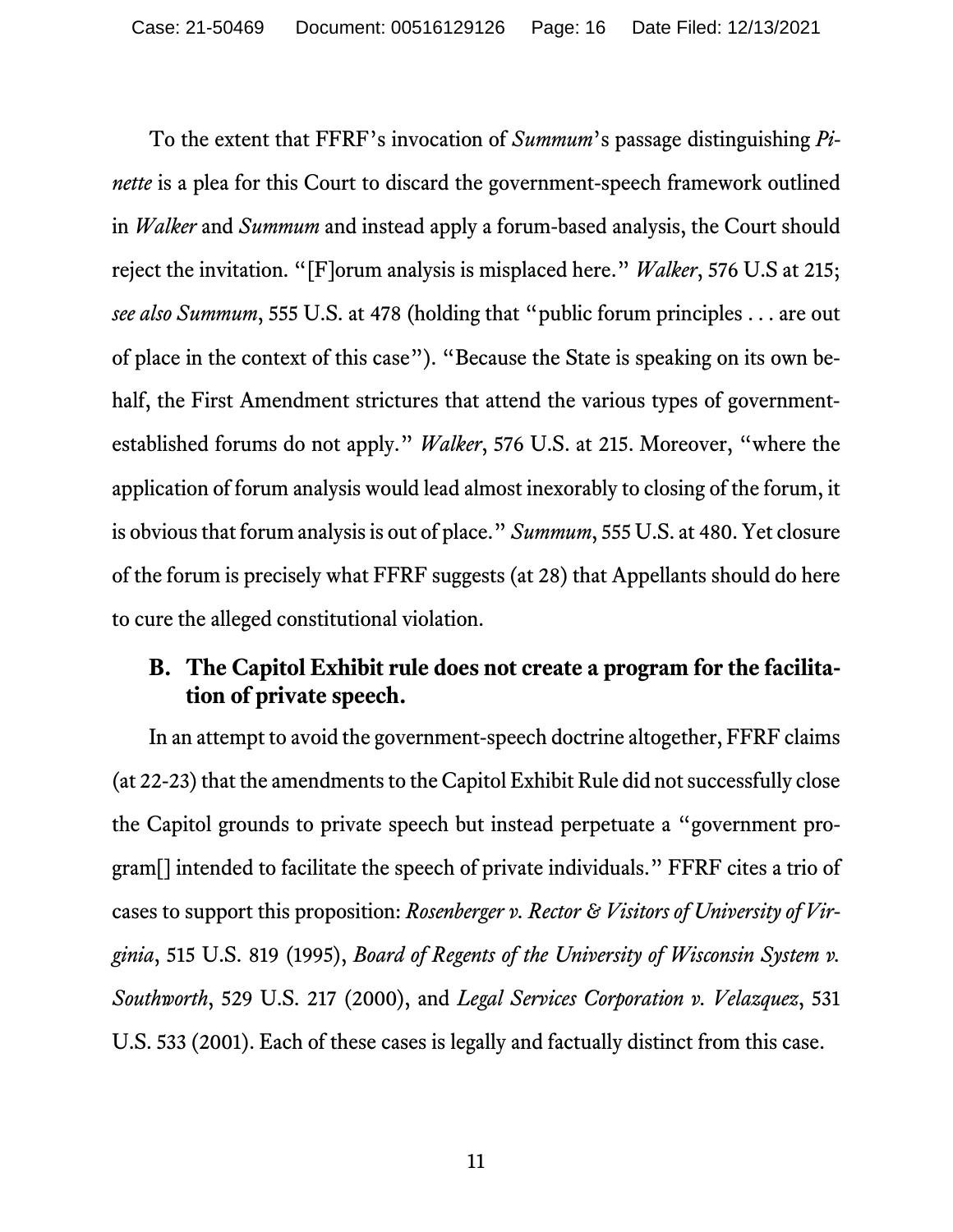To the extent that FFRF's invocation of *Summum*'s passage distinguishing *Pinette* is a plea for this Court to discard the government-speech framework outlined in *Walker* and *Summum* and instead apply a forum-based analysis, the Court should reject the invitation. "[F]orum analysis is misplaced here." *Walker*, 576 U.S at 215; *see also Summum*, 555 U.S. at 478 (holding that "public forum principles . . . are out of place in the context of this case"). "Because the State is speaking on its own behalf, the First Amendment strictures that attend the various types of government-established forums do not apply." *Walker*, 576 U.S. at 215. Moreover, "where the application of forum analysis would lead almost inexorably to closing of the forum, it is obvious that forum analysis is out of place." *Summum*, 555 U.S. at 480. Yet closure of the forum is precisely what FFRF suggests (at 28) that Appellants should do here to cure the alleged constitutional violation.

### B. The Capitol Exhibit rule does not create a program for the facilitation of private speech.

In an attempt to avoid the government-speech doctrine altogether, FFRF claims (at 22-23) that the amendments to the Capitol Exhibit Rule did not successfully close the Capitol grounds to private speech but instead perpetuate a "government program[] intended to facilitate the speech of private individuals." FFRF cites a trio of cases to support this proposition: *Rosenberger v. Rector & Visitors of University of Virginia*, 515 U.S. 819 (1995), *Board of Regents of the University of Wisconsin System v. Southworth*, 529 U.S. 217 (2000), and *Legal Services Corporation v. Velazquez*, 531 U.S. 533 (2001). Each of these cases is legally and factually distinct from this case.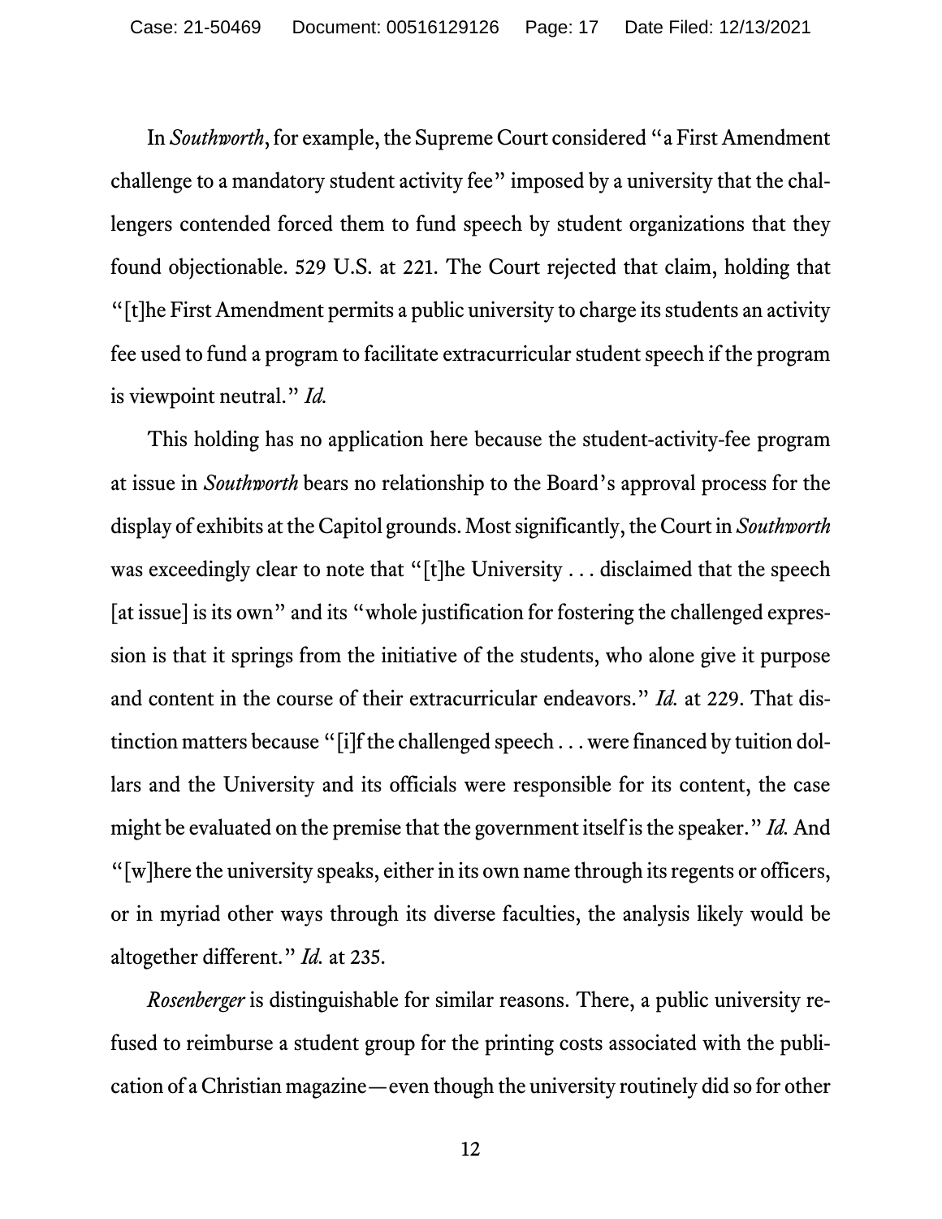In *Southworth*, for example, the Supreme Court considered "a First Amendment challenge to a mandatory student activity fee" imposed by a university that the challengers contended forced them to fund speech by student organizations that they found objectionable. 529 U.S. at 221. The Court rejected that claim, holding that "[t]he First Amendment permits a public university to charge its students an activity fee used to fund a program to facilitate extracurricular student speech if the program is viewpoint neutral." *Id.*

This holding has no application here because the student-activity-fee program at issue in *Southworth* bears no relationship to the Board's approval process for the display of exhibits at the Capitol grounds. Most significantly, the Court in *Southworth* was exceedingly clear to note that "[t]he University . . . disclaimed that the speech [at issue] is its own" and its "whole justification for fostering the challenged expression is that it springs from the initiative of the students, who alone give it purpose and content in the course of their extracurricular endeavors." *Id.* at 229. That distinction matters because "[i]f the challenged speech . . . were financed by tuition dollars and the University and its officials were responsible for its content, the case might be evaluated on the premise that the government itself is the speaker." *Id.* And "[w]here the university speaks, either in its own name through its regents or officers, or in myriad other ways through its diverse faculties, the analysis likely would be altogether different." *Id.* at 235.

*Rosenberger* is distinguishable for similar reasons. There, a public university refused to reimburse a student group for the printing costs associated with the publication of a Christian magazine—even though the university routinely did so for other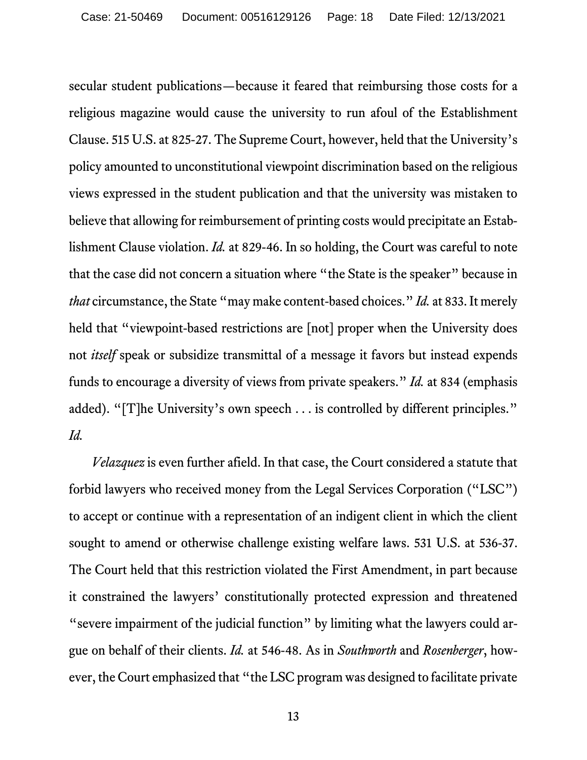secular student publications—because it feared that reimbursing those costs for a religious magazine would cause the university to run afoul of the Establishment Clause. 515 U.S. at 825-27. The Supreme Court, however, held that the University's policy amounted to unconstitutional viewpoint discrimination based on the religious views expressed in the student publication and that the university was mistaken to believe that allowing for reimbursement of printing costs would precipitate an Establishment Clause violation. *Id.* at 829-46. In so holding, the Court was careful to note that the case did not concern a situation where "the State is the speaker" because in *that* circumstance, the State "may make content-based choices." *Id.* at 833. It merely held that "viewpoint-based restrictions are [not] proper when the University does not *itself* speak or subsidize transmittal of a message it favors but instead expends funds to encourage a diversity of views from private speakers." *Id.* at 834 (emphasis added). "[T]he University's own speech . . . is controlled by different principles." *Id.*

*Velazquez* is even further afield. In that case, the Court considered a statute that forbid lawyers who received money from the Legal Services Corporation ("LSC") to accept or continue with a representation of an indigent client in which the client sought to amend or otherwise challenge existing welfare laws. 531 U.S. at 536-37. The Court held that this restriction violated the First Amendment, in part because it constrained the lawyers' constitutionally protected expression and threatened "severe impairment of the judicial function" by limiting what the lawyers could argue on behalf of their clients. *Id.* at 546-48. As in *Southworth* and *Rosenberger*, however, the Court emphasized that "the LSC program was designed to facilitate private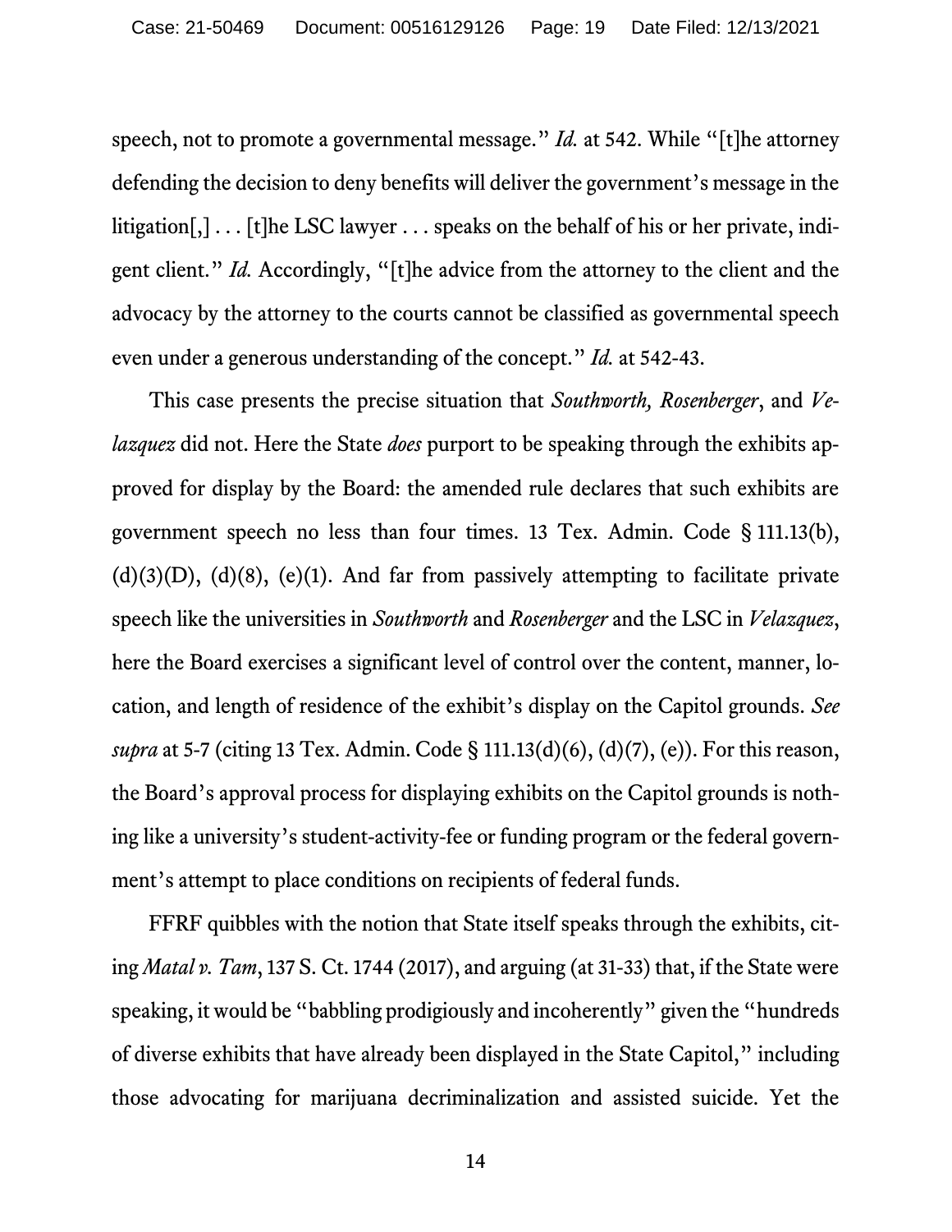speech, not to promote a governmental message." *Id.* at 542. While "[t]he attorney defending the decision to deny benefits will deliver the government's message in the litigation[,] . . . [t]he LSC lawyer . . . speaks on the behalf of his or her private, indigent client." *Id.* Accordingly, "[t]he advice from the attorney to the client and the advocacy by the attorney to the courts cannot be classified as governmental speech even under a generous understanding of the concept." *Id.* at 542-43.

This case presents the precise situation that *Southworth, Rosenberger*, and *Velazquez* did not. Here the State *does* purport to be speaking through the exhibits approved for display by the Board: the amended rule declares that such exhibits are government speech no less than four times. 13 Tex. Admin. Code § 111.13(b), (d)(3)(D), (d)(8), (e)(1). And far from passively attempting to facilitate private speech like the universities in *Southworth* and *Rosenberger* and the LSC in *Velazquez*, here the Board exercises a significant level of control over the content, manner, location, and length of residence of the exhibit's display on the Capitol grounds. *See supra* at 5-7 (citing 13 Tex. Admin. Code § 111.13(d)(6), (d)(7), (e)). For this reason, the Board's approval process for displaying exhibits on the Capitol grounds is nothing like a university's student-activity-fee or funding program or the federal government's attempt to place conditions on recipients of federal funds.

FFRF quibbles with the notion that State itself speaks through the exhibits, citing *Matal v. Tam*, 137 S. Ct. 1744 (2017), and arguing (at 31-33) that, if the State were speaking, it would be "babbling prodigiously and incoherently" given the "hundreds of diverse exhibits that have already been displayed in the State Capitol," including those advocating for marijuana decriminalization and assisted suicide. Yet the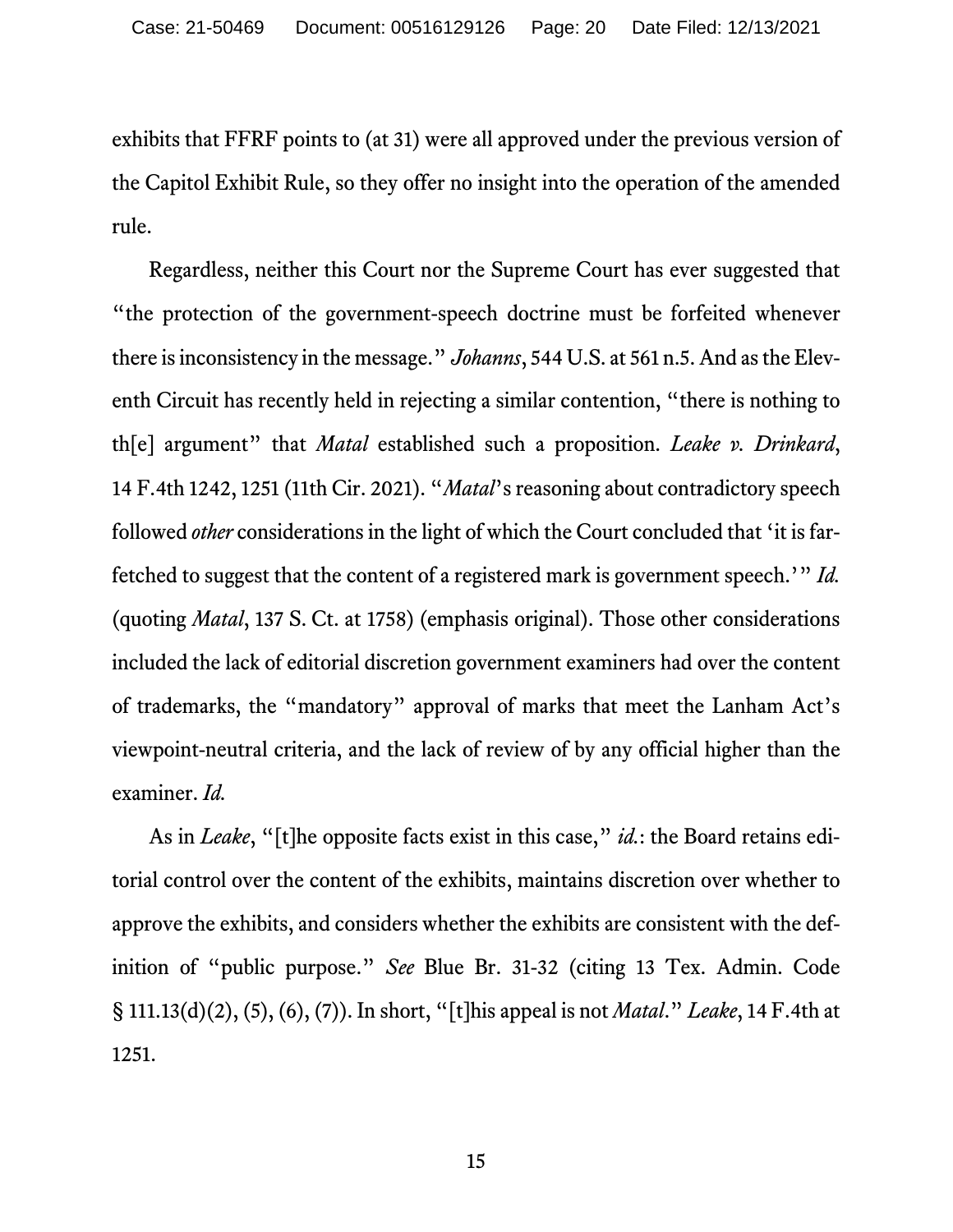exhibits that FFRF points to (at 31) were all approved under the previous version of the Capitol Exhibit Rule, so they offer no insight into the operation of the amended rule.

Regardless, neither this Court nor the Supreme Court has ever suggested that "the protection of the government-speech doctrine must be forfeited whenever there is inconsistency in the message." *Johanns*, 544 U.S. at 561 n.5. And as the Eleventh Circuit has recently held in rejecting a similar contention, "there is nothing to th[e] argument" that *Matal* established such a proposition. *Leake v. Drinkard*, 14 F.4th 1242, 1251 (11th Cir. 2021). "*Matal*'s reasoning about contradictory speech followed *other* considerations in the light of which the Court concluded that 'it is far-fetched to suggest that the content of a registered mark is government speech.'" *Id.* (quoting *Matal*, 137 S. Ct. at 1758) (emphasis original). Those other considerations included the lack of editorial discretion government examiners had over the content of trademarks, the "mandatory" approval of marks that meet the Lanham Act's viewpoint-neutral criteria, and the lack of review of by any official higher than the examiner. *Id.*

As in *Leake*, "[t]he opposite facts exist in this case," *id.*: the Board retains editorial control over the content of the exhibits, maintains discretion over whether to approve the exhibits, and considers whether the exhibits are consistent with the definition of "public purpose." *See* Blue Br. 31-32 (citing 13 Tex. Admin. Code § 111.13(d)(2), (5), (6), (7)). In short, "[t]his appeal is not *Matal*." *Leake*, 14 F.4th at 1251.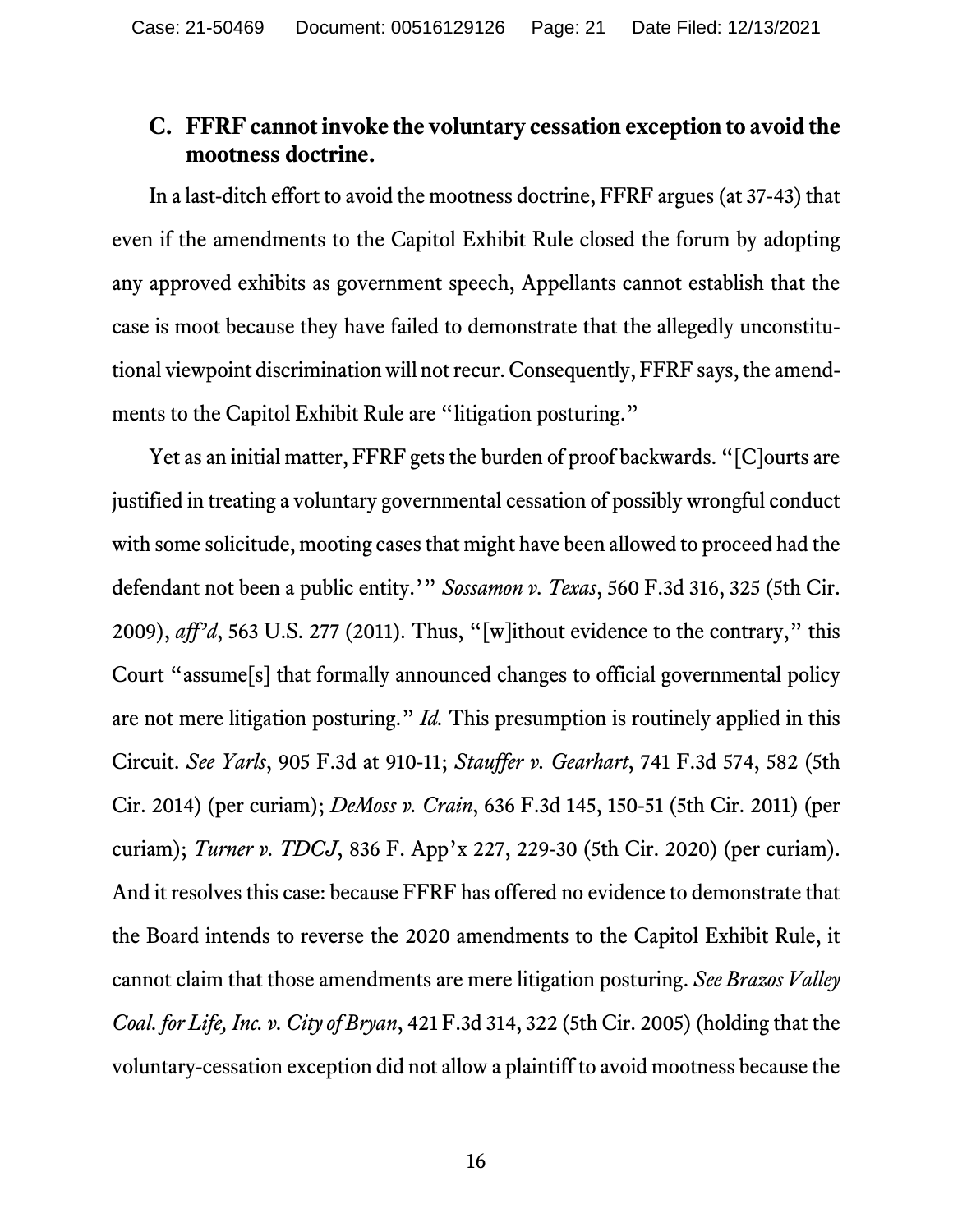### C. FFRF cannot invoke the voluntary cessation exception to avoid the mootness doctrine.

In a last-ditch effort to avoid the mootness doctrine, FFRF argues (at 37-43) that even if the amendments to the Capitol Exhibit Rule closed the forum by adopting any approved exhibits as government speech, Appellants cannot establish that the case is moot because they have failed to demonstrate that the allegedly unconstitutional viewpoint discrimination will not recur. Consequently, FFRF says, the amendments to the Capitol Exhibit Rule are "litigation posturing."

Yet as an initial matter, FFRF gets the burden of proof backwards. "[C]ourts are justified in treating a voluntary governmental cessation of possibly wrongful conduct with some solicitude, mooting cases that might have been allowed to proceed had the defendant not been a public entity.'" *Sossamon v. Texas*, 560 F.3d 316, 325 (5th Cir. 2009), *aff'd*, 563 U.S. 277 (2011). Thus, "[w]ithout evidence to the contrary," this Court "assume[s] that formally announced changes to official governmental policy are not mere litigation posturing." *Id.* This presumption is routinely applied in this Circuit. *See Yarls*, 905 F.3d at 910-11; *Stauffer v. Gearhart*, 741 F.3d 574, 582 (5th Cir. 2014) (per curiam); *DeMoss v. Crain*, 636 F.3d 145, 150-51 (5th Cir. 2011) (per curiam); *Turner v. TDCJ*, 836 F. App'x 227, 229-30 (5th Cir. 2020) (per curiam). And it resolves this case: because FFRF has offered no evidence to demonstrate that the Board intends to reverse the 2020 amendments to the Capitol Exhibit Rule, it cannot claim that those amendments are mere litigation posturing. *See Brazos Valley Coal. for Life, Inc. v. City of Bryan*, 421 F.3d 314, 322 (5th Cir. 2005) (holding that the voluntary-cessation exception did not allow a plaintiff to avoid mootness because the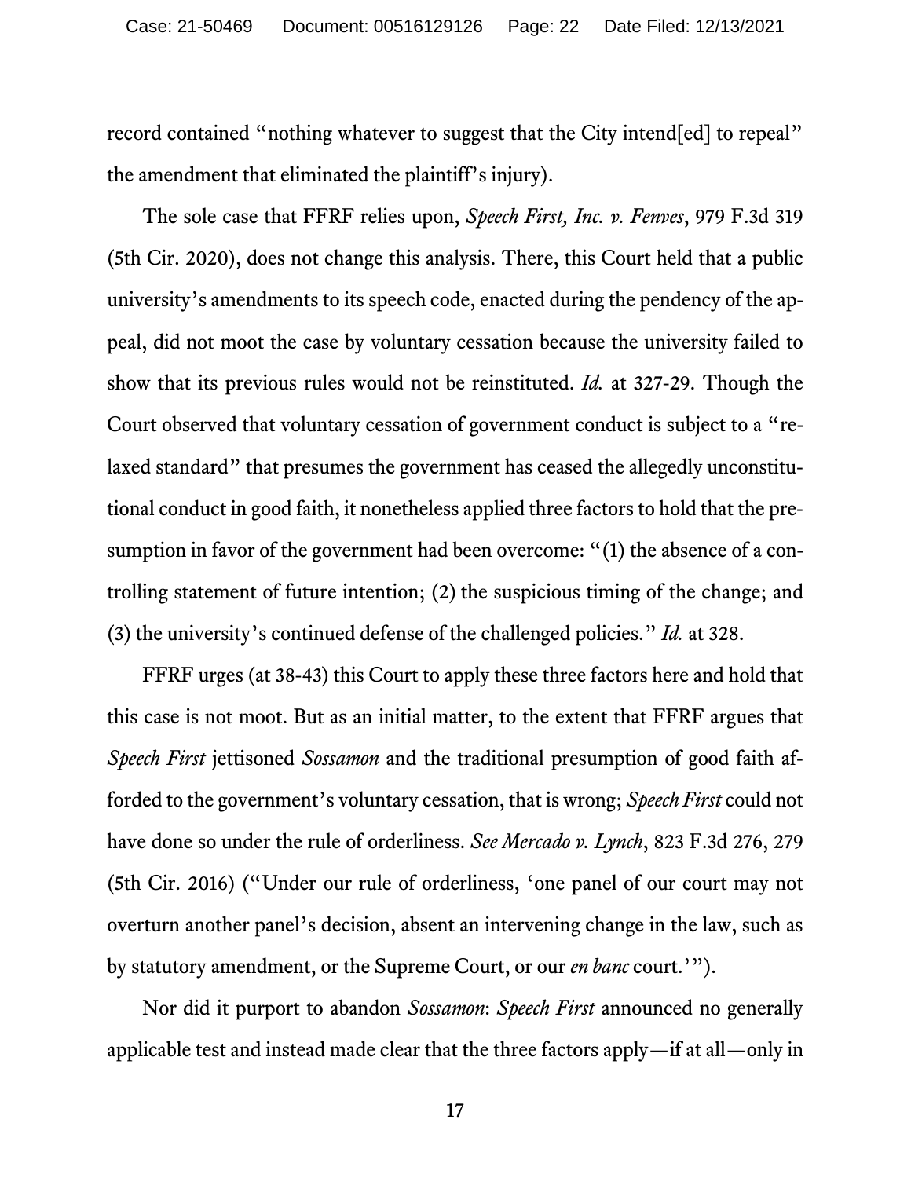record contained "nothing whatever to suggest that the City intend[ed] to repeal" the amendment that eliminated the plaintiff's injury).

The sole case that FFRF relies upon, *Speech First, Inc. v. Fenves*, 979 F.3d 319 (5th Cir. 2020), does not change this analysis. There, this Court held that a public university's amendments to its speech code, enacted during the pendency of the appeal, did not moot the case by voluntary cessation because the university failed to show that its previous rules would not be reinstituted. *Id.* at 327-29. Though the Court observed that voluntary cessation of government conduct is subject to a "relaxed standard" that presumes the government has ceased the allegedly unconstitutional conduct in good faith, it nonetheless applied three factors to hold that the presumption in favor of the government had been overcome: "(1) the absence of a controlling statement of future intention; (2) the suspicious timing of the change; and (3) the university's continued defense of the challenged policies." *Id.* at 328.

FFRF urges (at 38-43) this Court to apply these three factors here and hold that this case is not moot. But as an initial matter, to the extent that FFRF argues that *Speech First* jettisoned *Sossamon* and the traditional presumption of good faith afforded to the government's voluntary cessation, that is wrong; *Speech First* could not have done so under the rule of orderliness. *See Mercado v. Lynch*, 823 F.3d 276, 279 (5th Cir. 2016) ("Under our rule of orderliness, 'one panel of our court may not overturn another panel's decision, absent an intervening change in the law, such as by statutory amendment, or the Supreme Court, or our *en banc* court.'").

Nor did it purport to abandon *Sossamon*: *Speech First* announced no generally applicable test and instead made clear that the three factors apply—if at all—only in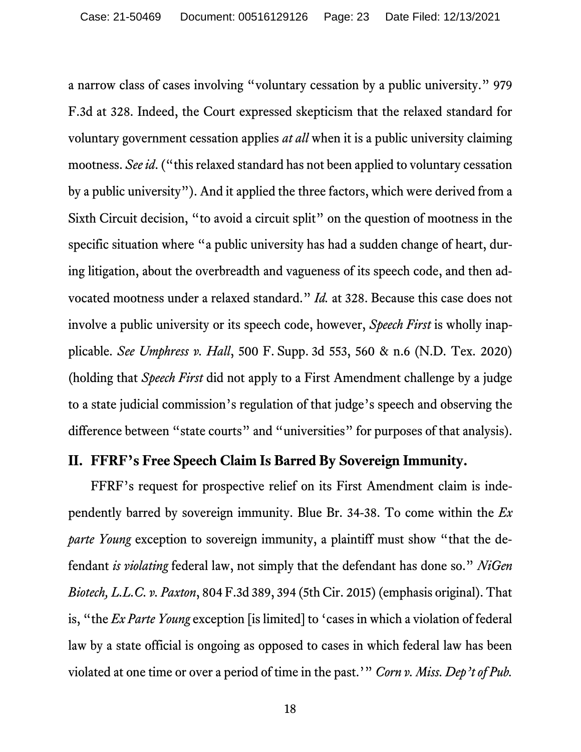a narrow class of cases involving "voluntary cessation by a public university." 979 F.3d at 328. Indeed, the Court expressed skepticism that the relaxed standard for voluntary government cessation applies *at all* when it is a public university claiming mootness. *See id*. ("this relaxed standard has not been applied to voluntary cessation by a public university"). And it applied the three factors, which were derived from a Sixth Circuit decision, "to avoid a circuit split" on the question of mootness in the specific situation where "a public university has had a sudden change of heart, during litigation, about the overbreadth and vagueness of its speech code, and then advocated mootness under a relaxed standard." *Id.* at 328. Because this case does not involve a public university or its speech code, however, *Speech First* is wholly inapplicable. *See Umphress v. Hall*, 500 F. Supp. 3d 553, 560 & n.6 (N.D. Tex. 2020) (holding that *Speech First* did not apply to a First Amendment challenge by a judge to a state judicial commission's regulation of that judge's speech and observing the difference between "state courts" and "universities" for purposes of that analysis).

## II. FFRF's Free Speech Claim Is Barred By Sovereign Immunity.

FFRF's request for prospective relief on its First Amendment claim is independently barred by sovereign immunity. Blue Br. 34-38. To come within the *Ex parte Young* exception to sovereign immunity, a plaintiff must show "that the defendant *is violating* federal law, not simply that the defendant has done so." *NiGen Biotech, L.L.C. v. Paxton*, 804 F.3d 389, 394 (5th Cir. 2015) (emphasis original). That is, "the *Ex Parte Young* exception [is limited] to 'cases in which a violation of federal law by a state official is ongoing as opposed to cases in which federal law has been violated at one time or over a period of time in the past.'" *Corn v. Miss. Dep't of Pub.*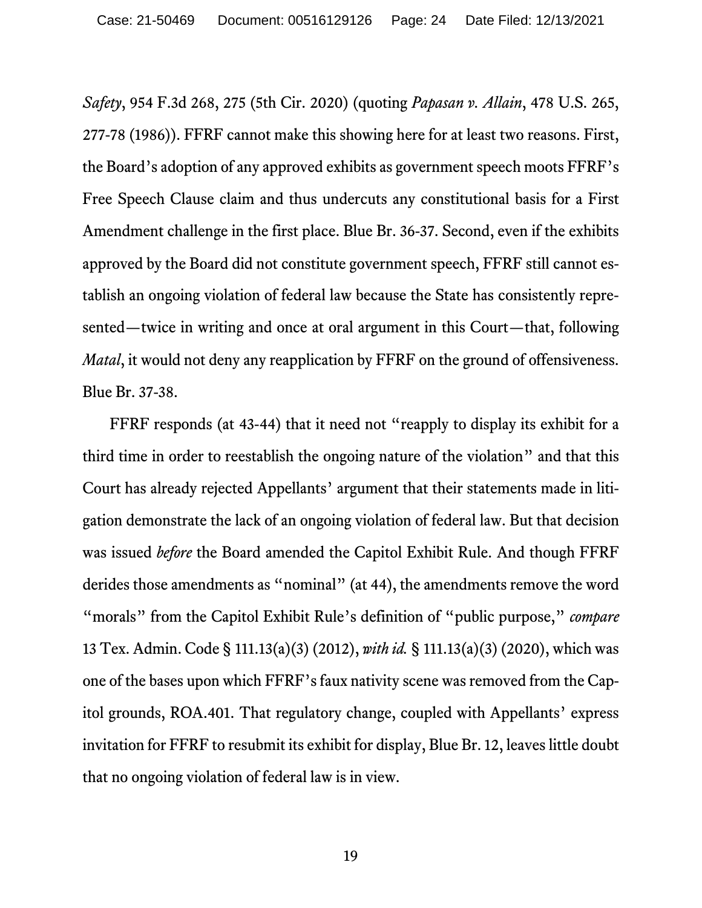*Safety*, 954 F.3d 268, 275 (5th Cir. 2020) (quoting *Papasan v. Allain*, 478 U.S. 265, 277-78 (1986)). FFRF cannot make this showing here for at least two reasons. First, the Board's adoption of any approved exhibits as government speech moots FFRF's Free Speech Clause claim and thus undercuts any constitutional basis for a First Amendment challenge in the first place. Blue Br. 36-37. Second, even if the exhibits approved by the Board did not constitute government speech, FFRF still cannot establish an ongoing violation of federal law because the State has consistently represented—twice in writing and once at oral argument in this Court—that, following *Matal*, it would not deny any reapplication by FFRF on the ground of offensiveness. Blue Br. 37-38.

FFRF responds (at 43-44) that it need not "reapply to display its exhibit for a third time in order to reestablish the ongoing nature of the violation" and that this Court has already rejected Appellants' argument that their statements made in litigation demonstrate the lack of an ongoing violation of federal law. But that decision was issued *before* the Board amended the Capitol Exhibit Rule. And though FFRF derides those amendments as "nominal" (at 44), the amendments remove the word "morals" from the Capitol Exhibit Rule's definition of "public purpose," *compare* 13 Tex. Admin. Code § 111.13(a)(3) (2012), *with id.* § 111.13(a)(3) (2020), which was one of the bases upon which FFRF's faux nativity scene was removed from the Capitol grounds, ROA.401. That regulatory change, coupled with Appellants' express invitation for FFRF to resubmit its exhibit for display, Blue Br. 12, leaves little doubt that no ongoing violation of federal law is in view.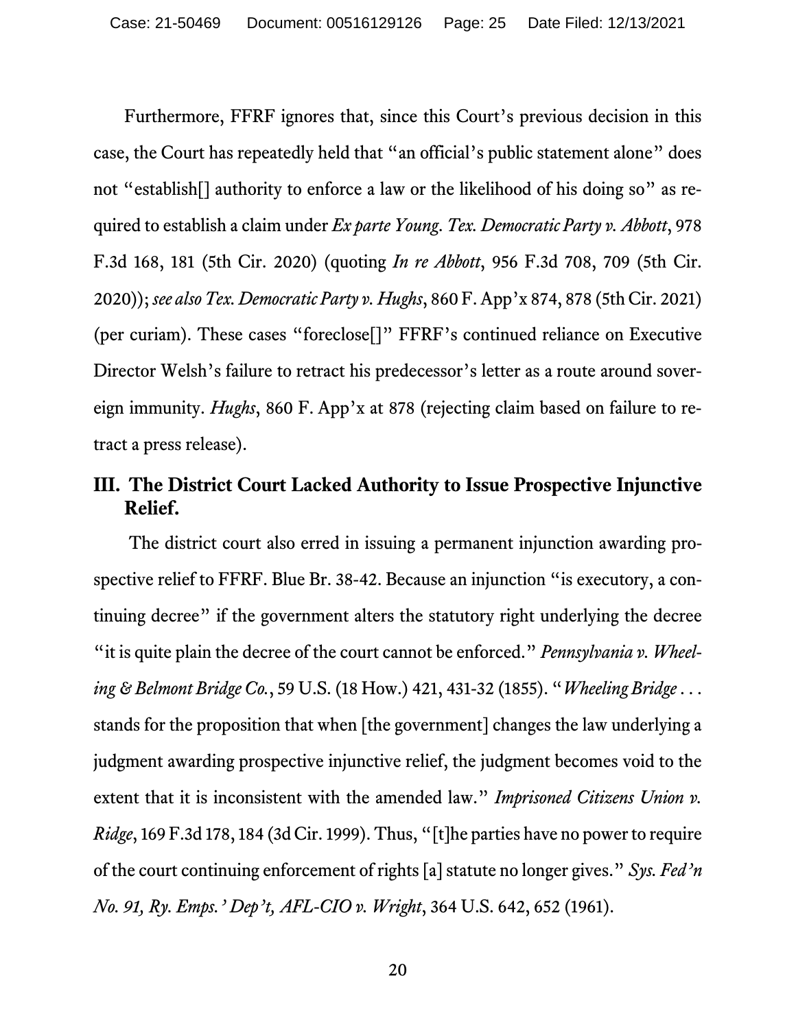Furthermore, FFRF ignores that, since this Court's previous decision in this case, the Court has repeatedly held that "an official's public statement alone" does not "establish[] authority to enforce a law or the likelihood of his doing so" as required to establish a claim under *Ex parte Young*. *Tex. Democratic Party v. Abbott*, 978 F.3d 168, 181 (5th Cir. 2020) (quoting *In re Abbott*, 956 F.3d 708, 709 (5th Cir. 2020)); *see also Tex. Democratic Party v. Hughs*, 860 F. App'x 874, 878 (5th Cir. 2021) (per curiam). These cases "foreclose[]" FFRF's continued reliance on Executive Director Welsh's failure to retract his predecessor's letter as a route around sovereign immunity. *Hughs*, 860 F. App'x at 878 (rejecting claim based on failure to retract a press release).

## III. The District Court Lacked Authority to Issue Prospective Injunctive Relief.

The district court also erred in issuing a permanent injunction awarding prospective relief to FFRF. Blue Br. 38-42. Because an injunction "is executory, a continuing decree" if the government alters the statutory right underlying the decree "it is quite plain the decree of the court cannot be enforced." *Pennsylvania v. Wheeling & Belmont Bridge Co.*, 59 U.S. (18 How.) 421, 431-32 (1855). "*Wheeling Bridge* . . . stands for the proposition that when [the government] changes the law underlying a judgment awarding prospective injunctive relief, the judgment becomes void to the extent that it is inconsistent with the amended law." *Imprisoned Citizens Union v. Ridge*, 169 F.3d 178, 184 (3d Cir. 1999). Thus, "[t]he parties have no power to require of the court continuing enforcement of rights [a] statute no longer gives." *Sys. Fed'n No. 91, Ry. Emps.' Dep't, AFL-CIO v. Wright*, 364 U.S. 642, 652 (1961).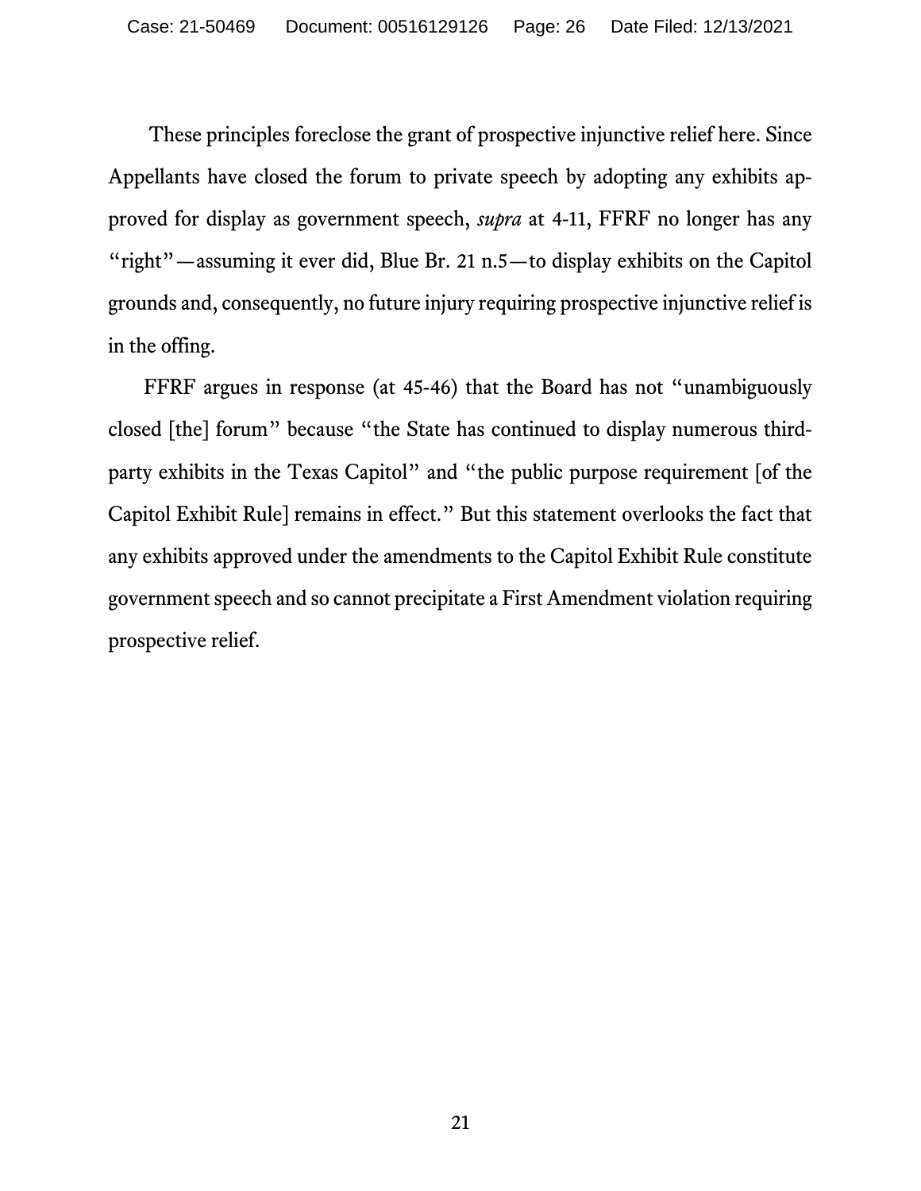These principles foreclose the grant of prospective injunctive relief here. Since Appellants have closed the forum to private speech by adopting any exhibits approved for display as government speech, *supra* at 4-11, FFRF no longer has any "right"—assuming it ever did, Blue Br. 21 n.5—to display exhibits on the Capitol grounds and, consequently, no future injury requiring prospective injunctive relief is in the offing.

FFRF argues in response (at 45-46) that the Board has not "unambiguously closed [the] forum" because "the State has continued to display numerous third-party exhibits in the Texas Capitol" and "the public purpose requirement [of the Capitol Exhibit Rule] remains in effect." But this statement overlooks the fact that any exhibits approved under the amendments to the Capitol Exhibit Rule constitute government speech and so cannot precipitate a First Amendment violation requiring prospective relief.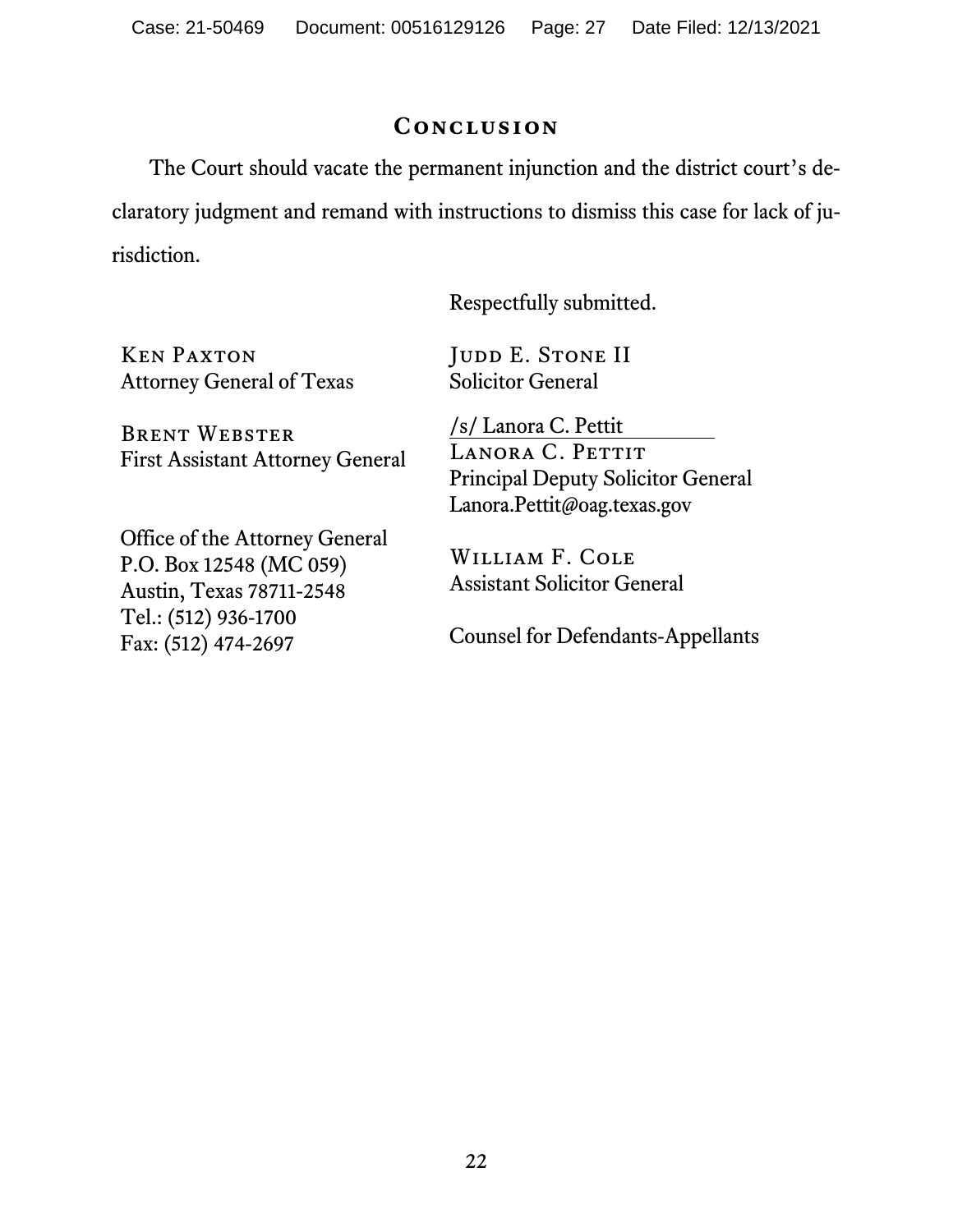## Conclusion

The Court should vacate the permanent injunction and the district court's declaratory judgment and remand with instructions to dismiss this case for lack of jurisdiction.

Respectfully submitted.

Ken Paxton
Attorney General of Texas

Brent Webster
First Assistant Attorney General

Office of the Attorney General
P.O. Box 12548 (MC 059)
Austin, Texas 78711-2548
Tel.: (512) 936-1700
Fax: (512) 474-2697

Judd E. Stone II
Solicitor General

/s/ Lanora C. Pettit
Lanora C. Pettit
Principal Deputy Solicitor General
Lanora.Pettit@oag.texas.gov

William F. Cole
Assistant Solicitor General

Counsel for Defendants-Appellants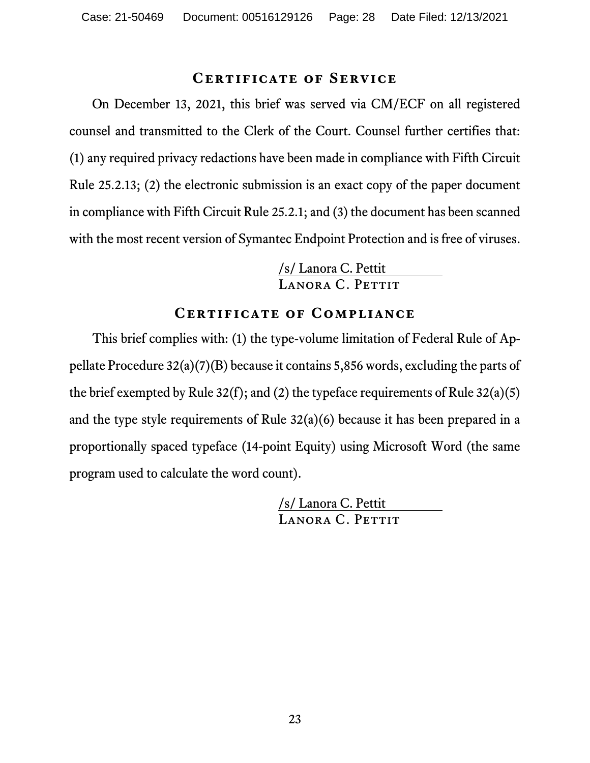## Certificate of Service

On December 13, 2021, this brief was served via CM/ECF on all registered counsel and transmitted to the Clerk of the Court. Counsel further certifies that: (1) any required privacy redactions have been made in compliance with Fifth Circuit Rule 25.2.13; (2) the electronic submission is an exact copy of the paper document in compliance with Fifth Circuit Rule 25.2.1; and (3) the document has been scanned with the most recent version of Symantec Endpoint Protection and is free of viruses.

/s/ Lanora C. Pettit
LANORA C. PETTIT

## Certificate of Compliance

This brief complies with: (1) the type-volume limitation of Federal Rule of Appellate Procedure 32(a)(7)(B) because it contains 5,856 words, excluding the parts of the brief exempted by Rule 32(f); and (2) the typeface requirements of Rule 32(a)(5) and the type style requirements of Rule 32(a)(6) because it has been prepared in a proportionally spaced typeface (14-point Equity) using Microsoft Word (the same program used to calculate the word count).

/s/ Lanora C. Pettit
LANORA C. PETTIT